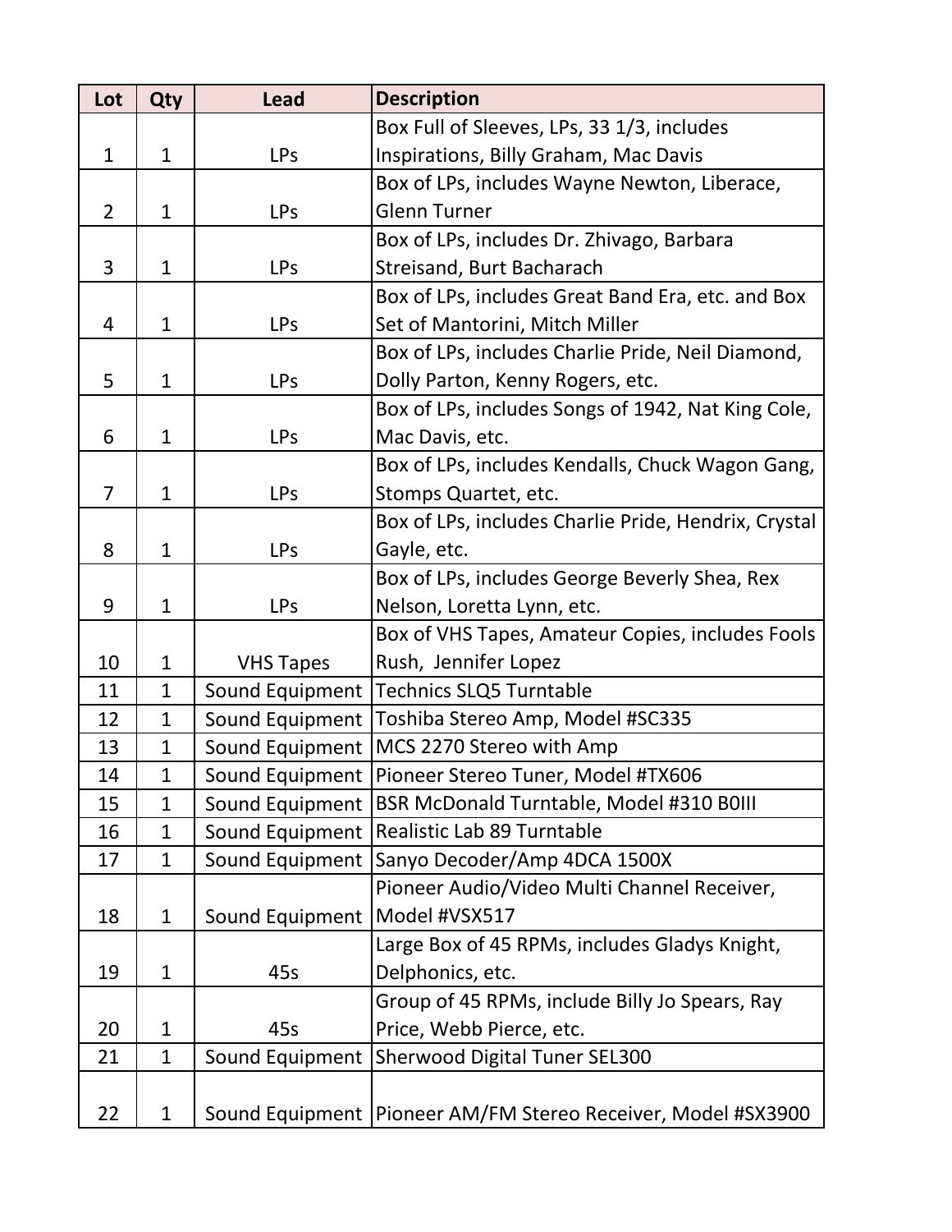| Lot | Qty | Lead | Description |
|---|---|---|---|
| 1 | 1 | LPs | Box Full of Sleeves, LPs, 33 1/3, includes Inspirations, Billy Graham, Mac Davis |
| 2 | 1 | LPs | Box of LPs, includes Wayne Newton, Liberace, Glenn Turner |
| 3 | 1 | LPs | Box of LPs, includes Dr. Zhivago, Barbara Streisand, Burt Bacharach |
| 4 | 1 | LPs | Box of LPs, includes Great Band Era, etc. and Box Set of Mantorini, Mitch Miller |
| 5 | 1 | LPs | Box of LPs, includes Charlie Pride, Neil Diamond, Dolly Parton, Kenny Rogers, etc. |
| 6 | 1 | LPs | Box of LPs, includes Songs of 1942, Nat King Cole, Mac Davis, etc. |
| 7 | 1 | LPs | Box of LPs, includes Kendalls, Chuck Wagon Gang, Stomps Quartet, etc. |
| 8 | 1 | LPs | Box of LPs, includes Charlie Pride, Hendrix, Crystal Gayle, etc. |
| 9 | 1 | LPs | Box of LPs, includes George Beverly Shea, Rex Nelson, Loretta Lynn, etc. |
| 10 | 1 | VHS Tapes | Box of VHS Tapes, Amateur Copies, includes Fools Rush,  Jennifer Lopez |
| 11 | 1 | Sound Equipment | Technics SLQ5 Turntable |
| 12 | 1 | Sound Equipment | Toshiba Stereo Amp, Model #SC335 |
| 13 | 1 | Sound Equipment | MCS 2270 Stereo with Amp |
| 14 | 1 | Sound Equipment | Pioneer Stereo Tuner, Model #TX606 |
| 15 | 1 | Sound Equipment | BSR McDonald Turntable, Model #310 B0III |
| 16 | 1 | Sound Equipment | Realistic Lab 89 Turntable |
| 17 | 1 | Sound Equipment | Sanyo Decoder/Amp 4DCA 1500X |
| 18 | 1 | Sound Equipment | Pioneer Audio/Video Multi Channel Receiver, Model #VSX517 |
| 19 | 1 | 45s | Large Box of 45 RPMs, includes Gladys Knight, Delphonics, etc. |
| 20 | 1 | 45s | Group of 45 RPMs, include Billy Jo Spears, Ray Price, Webb Pierce, etc. |
| 21 | 1 | Sound Equipment | Sherwood Digital Tuner SEL300 |
| 22 | 1 | Sound Equipment | Pioneer AM/FM Stereo Receiver, Model #SX3900 |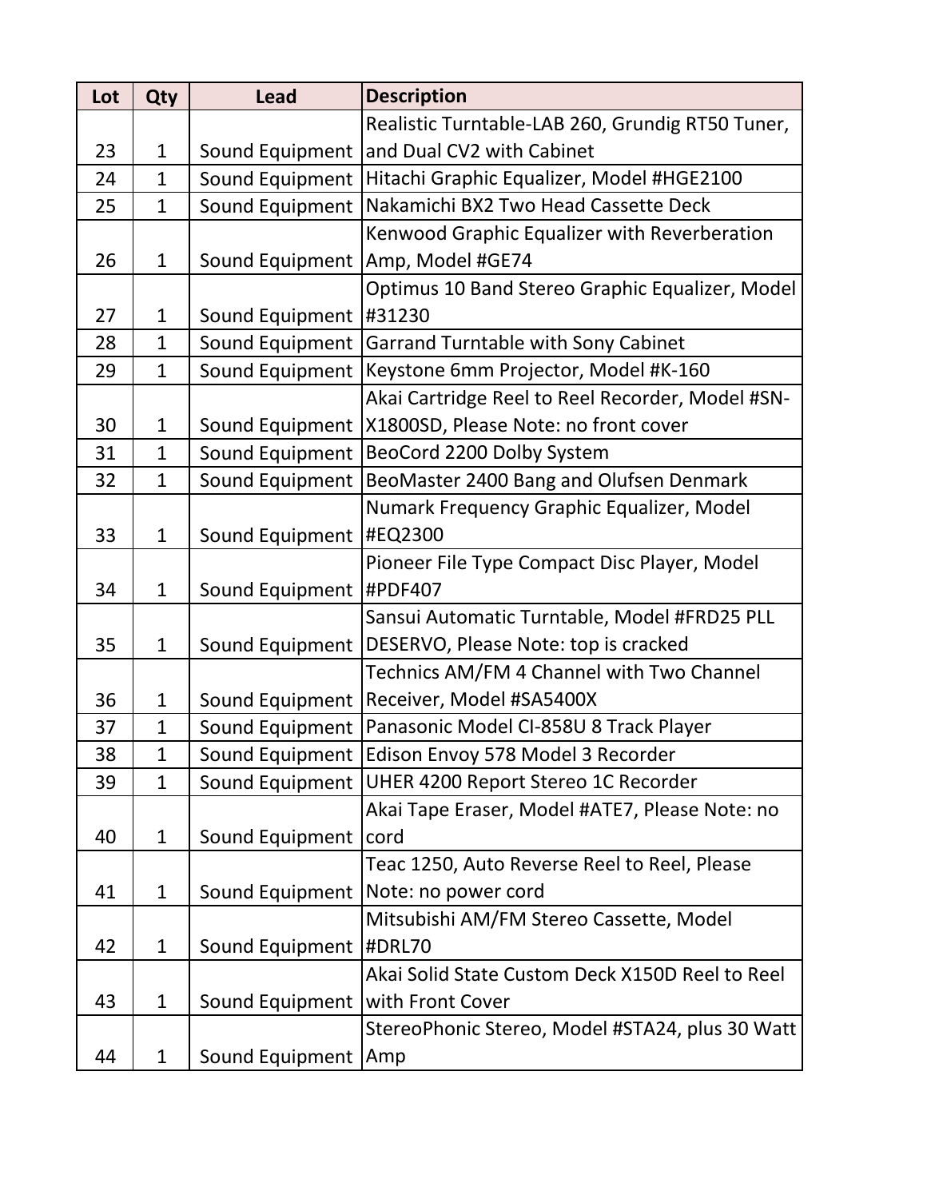| Lot | Qty | Lead | Description |
| --- | --- | --- | --- |
| 23 | 1 | Sound Equipment | Realistic Turntable-LAB 260, Grundig RT50 Tuner, and Dual CV2 with Cabinet |
| 24 | 1 | Sound Equipment | Hitachi Graphic Equalizer, Model #HGE2100 |
| 25 | 1 | Sound Equipment | Nakamichi BX2 Two Head Cassette Deck |
| 26 | 1 | Sound Equipment | Kenwood Graphic Equalizer with Reverberation Amp, Model #GE74 |
| 27 | 1 | Sound Equipment | Optimus 10 Band Stereo Graphic Equalizer, Model #31230 |
| 28 | 1 | Sound Equipment | Garrand Turntable with Sony Cabinet |
| 29 | 1 | Sound Equipment | Keystone 6mm Projector, Model #K-160 |
| 30 | 1 | Sound Equipment | Akai Cartridge Reel to Reel Recorder, Model #SN-X1800SD, Please Note: no front cover |
| 31 | 1 | Sound Equipment | BeoCord 2200 Dolby System |
| 32 | 1 | Sound Equipment | BeoMaster 2400 Bang and Olufsen Denmark |
| 33 | 1 | Sound Equipment | Numark Frequency Graphic Equalizer, Model #EQ2300 |
| 34 | 1 | Sound Equipment | Pioneer File Type Compact Disc Player, Model #PDF407 |
| 35 | 1 | Sound Equipment | Sansui Automatic Turntable, Model #FRD25 PLL DESERVO, Please Note: top is cracked |
| 36 | 1 | Sound Equipment | Technics AM/FM 4 Channel with Two Channel Receiver, Model #SA5400X |
| 37 | 1 | Sound Equipment | Panasonic Model CI-858U 8 Track Player |
| 38 | 1 | Sound Equipment | Edison Envoy 578 Model 3 Recorder |
| 39 | 1 | Sound Equipment | UHER 4200 Report Stereo 1C Recorder |
| 40 | 1 | Sound Equipment | Akai Tape Eraser, Model #ATE7, Please Note: no cord |
| 41 | 1 | Sound Equipment | Teac 1250, Auto Reverse Reel to Reel, Please Note: no power cord |
| 42 | 1 | Sound Equipment | Mitsubishi AM/FM Stereo Cassette, Model #DRL70 |
| 43 | 1 | Sound Equipment | Akai Solid State Custom Deck X150D Reel to Reel with Front Cover |
| 44 | 1 | Sound Equipment | StereoPhonic Stereo, Model #STA24, plus 30 Watt Amp |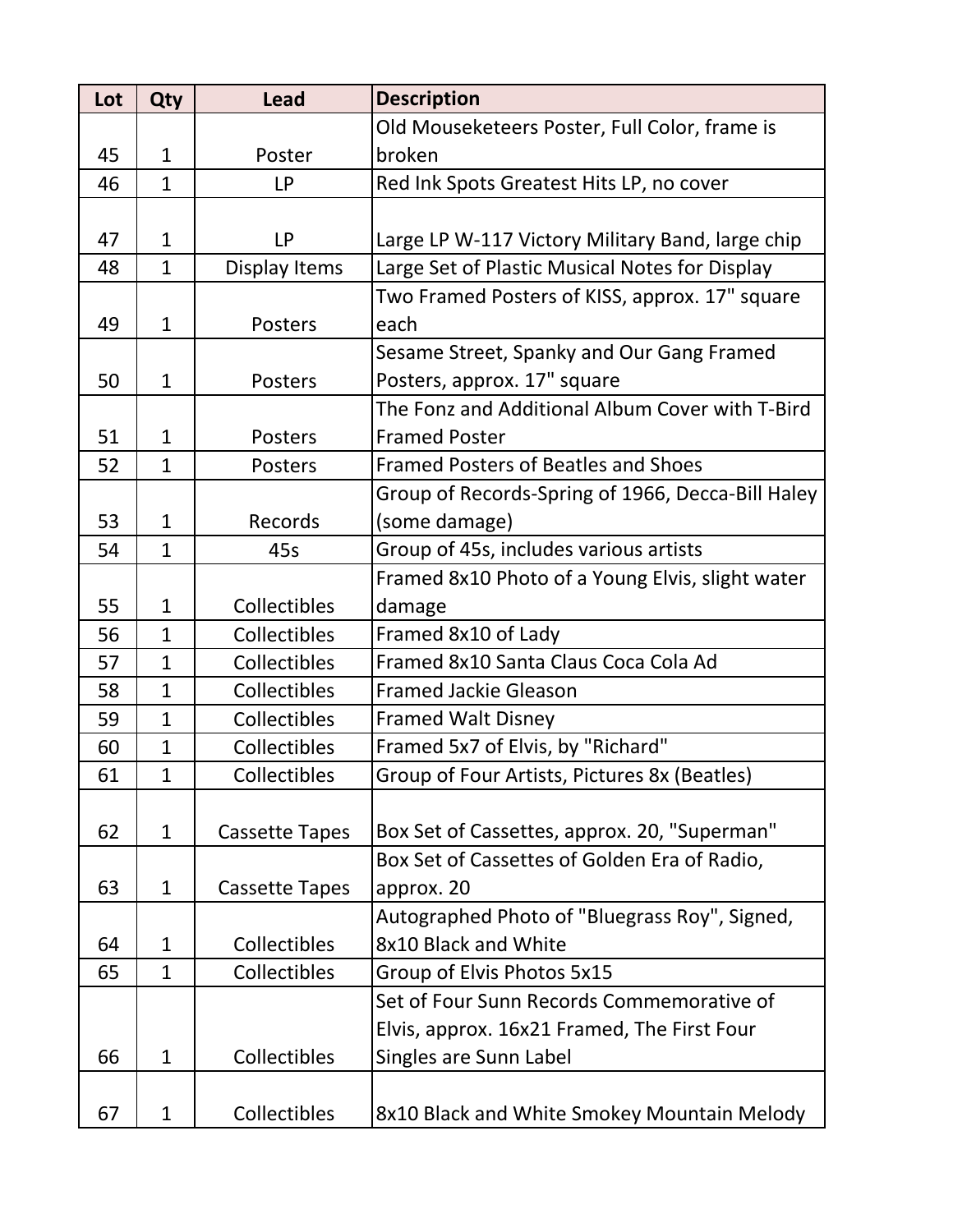| Lot | Qty | Lead | Description |
| --- | --- | --- | --- |
| 45 | 1 | Poster | Old Mouseketeers Poster, Full Color, frame is broken |
| 46 | 1 | LP | Red Ink Spots Greatest Hits LP, no cover |
| 47 | 1 | LP | Large LP W-117 Victory Military Band, large chip |
| 48 | 1 | Display Items | Large Set of Plastic Musical Notes for Display |
| 49 | 1 | Posters | Two Framed Posters of KISS, approx. 17" square each |
| 50 | 1 | Posters | Sesame Street, Spanky and Our Gang Framed Posters, approx. 17" square |
| 51 | 1 | Posters | The Fonz and Additional Album Cover with T-Bird Framed Poster |
| 52 | 1 | Posters | Framed Posters of Beatles and Shoes |
| 53 | 1 | Records | Group of Records-Spring of 1966, Decca-Bill Haley (some damage) |
| 54 | 1 | 45s | Group of 45s, includes various artists |
| 55 | 1 | Collectibles | Framed 8x10 Photo of a Young Elvis, slight water damage |
| 56 | 1 | Collectibles | Framed 8x10 of Lady |
| 57 | 1 | Collectibles | Framed 8x10 Santa Claus Coca Cola Ad |
| 58 | 1 | Collectibles | Framed Jackie Gleason |
| 59 | 1 | Collectibles | Framed Walt Disney |
| 60 | 1 | Collectibles | Framed 5x7 of Elvis, by "Richard" |
| 61 | 1 | Collectibles | Group of Four Artists, Pictures 8x (Beatles) |
| 62 | 1 | Cassette Tapes | Box Set of Cassettes, approx. 20, "Superman" |
| 63 | 1 | Cassette Tapes | Box Set of Cassettes of Golden Era of Radio, approx. 20 |
| 64 | 1 | Collectibles | Autographed Photo of "Bluegrass Roy", Signed, 8x10 Black and White |
| 65 | 1 | Collectibles | Group of Elvis Photos 5x15 |
| 66 | 1 | Collectibles | Set of Four Sunn Records Commemorative of Elvis, approx. 16x21 Framed, The First Four Singles are Sunn Label |
| 67 | 1 | Collectibles | 8x10 Black and White Smokey Mountain Melody |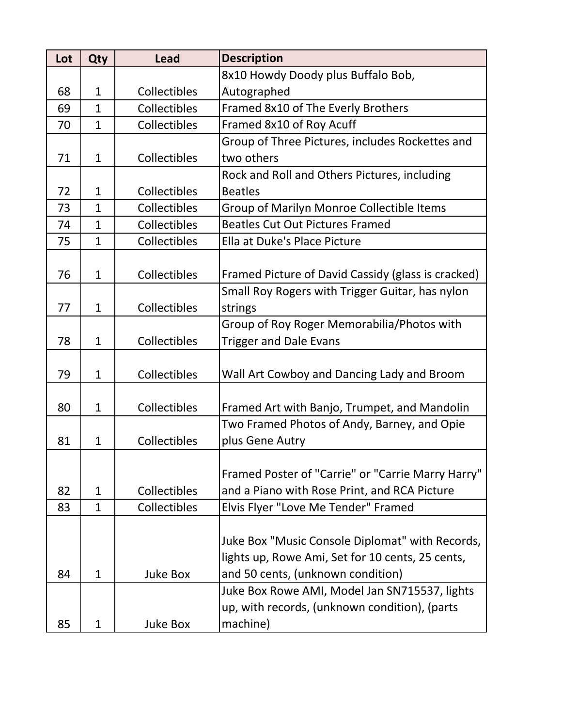| Lot | Qty | Lead | Description |
|---|---|---|---|
| 68 | 1 | Collectibles | 8x10 Howdy Doody plus Buffalo Bob, Autographed |
| 69 | 1 | Collectibles | Framed 8x10 of The Everly Brothers |
| 70 | 1 | Collectibles | Framed 8x10 of Roy Acuff |
| 71 | 1 | Collectibles | Group of Three Pictures, includes Rockettes and two others |
| 72 | 1 | Collectibles | Rock and Roll and Others Pictures, including Beatles |
| 73 | 1 | Collectibles | Group of Marilyn Monroe Collectible Items |
| 74 | 1 | Collectibles | Beatles Cut Out Pictures Framed |
| 75 | 1 | Collectibles | Ella at Duke's Place Picture |
| 76 | 1 | Collectibles | Framed Picture of David Cassidy (glass is cracked) |
| 77 | 1 | Collectibles | Small Roy Rogers with Trigger Guitar, has nylon strings |
| 78 | 1 | Collectibles | Group of Roy Roger Memorabilia/Photos with Trigger and Dale Evans |
| 79 | 1 | Collectibles | Wall Art Cowboy and Dancing Lady and Broom |
| 80 | 1 | Collectibles | Framed Art with Banjo, Trumpet, and Mandolin |
| 81 | 1 | Collectibles | Two Framed Photos of Andy, Barney, and Opie plus Gene Autry |
| 82 | 1 | Collectibles | Framed Poster of "Carrie" or "Carrie Marry Harry" and a Piano with Rose Print, and RCA Picture |
| 83 | 1 | Collectibles | Elvis Flyer "Love Me Tender" Framed |
| 84 | 1 | Juke Box | Juke Box "Music Console Diplomat" with Records, lights up, Rowe Ami, Set for 10 cents, 25 cents, and 50 cents, (unknown condition) |
| 85 | 1 | Juke Box | Juke Box Rowe AMI, Model Jan SN715537, lights up, with records, (unknown condition), (parts machine) |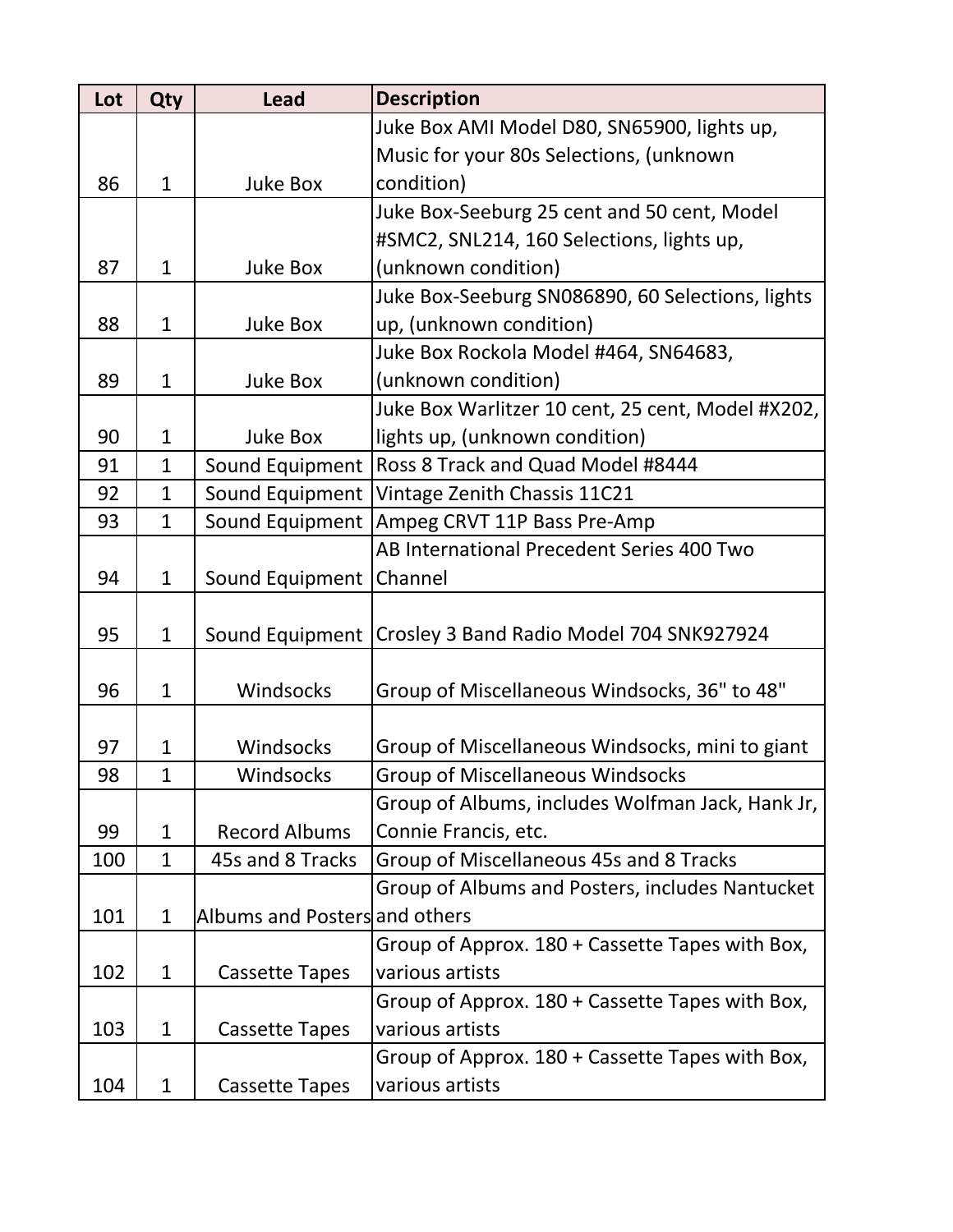| Lot | Qty | Lead | Description |
| --- | --- | --- | --- |
| 86 | 1 | Juke Box | Juke Box AMI Model D80, SN65900, lights up, Music for your 80s Selections, (unknown condition) |
| 87 | 1 | Juke Box | Juke Box-Seeburg 25 cent and 50 cent, Model #SMC2, SNL214, 160 Selections, lights up, (unknown condition) |
| 88 | 1 | Juke Box | Juke Box-Seeburg SN086890, 60 Selections, lights up, (unknown condition) |
| 89 | 1 | Juke Box | Juke Box Rockola Model #464, SN64683, (unknown condition) |
| 90 | 1 | Juke Box | Juke Box Warlitzer 10 cent, 25 cent, Model #X202, lights up, (unknown condition) |
| 91 | 1 | Sound Equipment | Ross 8 Track and Quad Model #8444 |
| 92 | 1 | Sound Equipment | Vintage Zenith Chassis 11C21 |
| 93 | 1 | Sound Equipment | Ampeg CRVT 11P Bass Pre-Amp |
| 94 | 1 | Sound Equipment | AB International Precedent Series 400 Two Channel |
| 95 | 1 | Sound Equipment | Crosley 3 Band Radio Model 704 SNK927924 |
| 96 | 1 | Windsocks | Group of Miscellaneous Windsocks, 36" to 48" |
| 97 | 1 | Windsocks | Group of Miscellaneous Windsocks, mini to giant |
| 98 | 1 | Windsocks | Group of Miscellaneous Windsocks |
| 99 | 1 | Record Albums | Group of Albums, includes Wolfman Jack, Hank Jr, Connie Francis, etc. |
| 100 | 1 | 45s and 8 Tracks | Group of Miscellaneous 45s and 8 Tracks |
| 101 | 1 | Albums and Posters | Group of Albums and Posters, includes Nantucket and others |
| 102 | 1 | Cassette Tapes | Group of Approx. 180 + Cassette Tapes with Box, various artists |
| 103 | 1 | Cassette Tapes | Group of Approx. 180 + Cassette Tapes with Box, various artists |
| 104 | 1 | Cassette Tapes | Group of Approx. 180 + Cassette Tapes with Box, various artists |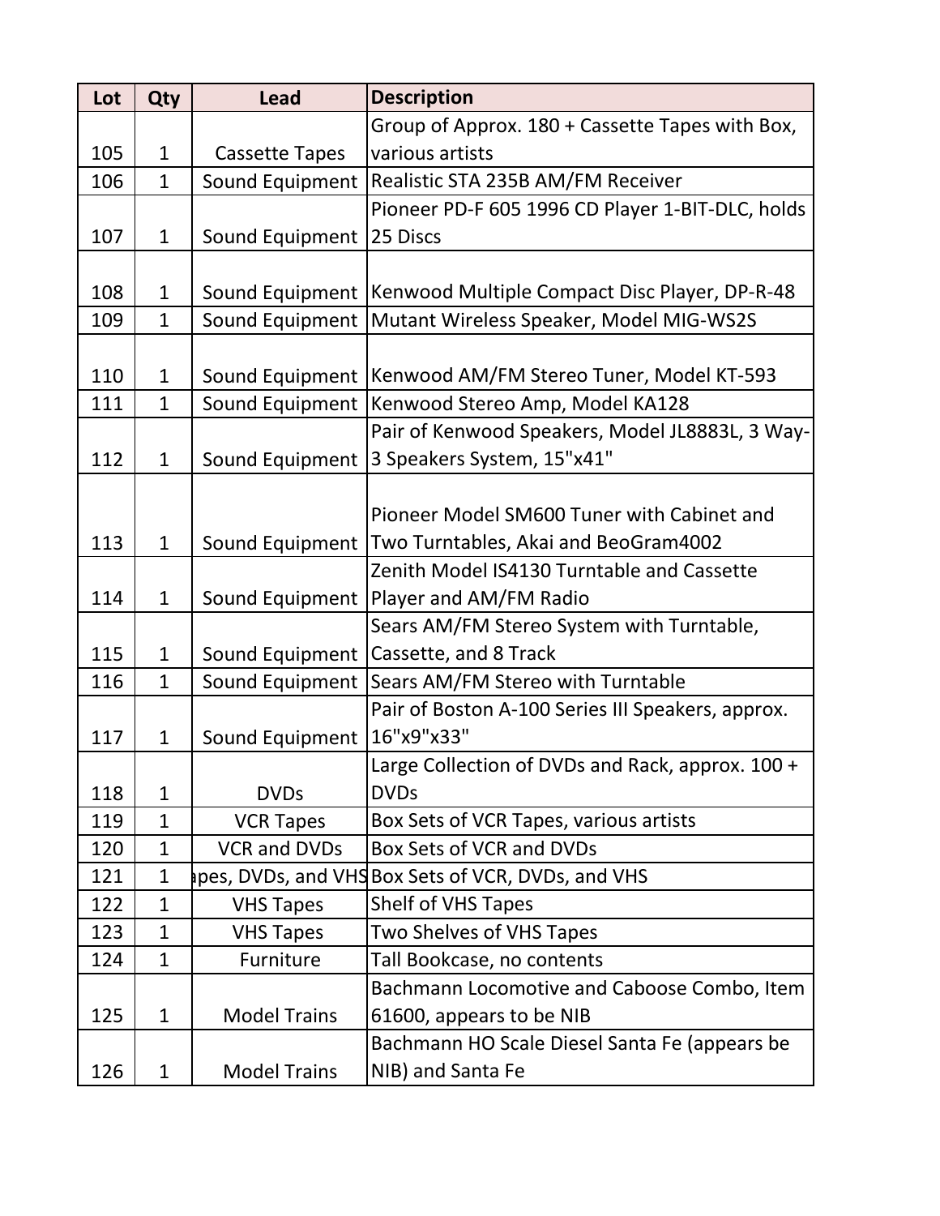| Lot | Qty | Lead | Description |
|---|---|---|---|
| 105 | 1 | Cassette Tapes | Group of Approx. 180 + Cassette Tapes with Box, various artists |
| 106 | 1 | Sound Equipment | Realistic STA 235B AM/FM Receiver |
| 107 | 1 | Sound Equipment | Pioneer PD-F 605 1996 CD Player 1-BIT-DLC, holds 25 Discs |
| 108 | 1 | Sound Equipment | Kenwood Multiple Compact Disc Player, DP-R-48 |
| 109 | 1 | Sound Equipment | Mutant Wireless Speaker, Model MIG-WS2S |
| 110 | 1 | Sound Equipment | Kenwood AM/FM Stereo Tuner, Model KT-593 |
| 111 | 1 | Sound Equipment | Kenwood Stereo Amp, Model KA128 |
| 112 | 1 | Sound Equipment | Pair of Kenwood Speakers, Model JL8883L, 3 Way-3 Speakers System, 15"x41" |
| 113 | 1 | Sound Equipment | Pioneer Model SM600 Tuner with Cabinet and Two Turntables, Akai and BeoGram4002 |
| 114 | 1 | Sound Equipment | Zenith Model IS4130 Turntable and Cassette Player and AM/FM Radio |
| 115 | 1 | Sound Equipment | Sears AM/FM Stereo System with Turntable, Cassette, and 8 Track |
| 116 | 1 | Sound Equipment | Sears AM/FM Stereo with Turntable |
| 117 | 1 | Sound Equipment | Pair of Boston A-100 Series III Speakers, approx. 16"x9"x33" |
| 118 | 1 | DVDs | Large Collection of DVDs and Rack, approx. 100 + DVDs |
| 119 | 1 | VCR Tapes | Box Sets of VCR Tapes, various artists |
| 120 | 1 | VCR and DVDs | Box Sets of VCR and DVDs |
| 121 | 1 | apes, DVDs, and VHS | Box Sets of VCR, DVDs, and VHS |
| 122 | 1 | VHS Tapes | Shelf of VHS Tapes |
| 123 | 1 | VHS Tapes | Two Shelves of VHS Tapes |
| 124 | 1 | Furniture | Tall Bookcase, no contents |
| 125 | 1 | Model Trains | Bachmann Locomotive and Caboose Combo, Item 61600, appears to be NIB |
| 126 | 1 | Model Trains | Bachmann HO Scale Diesel Santa Fe (appears be NIB) and Santa Fe |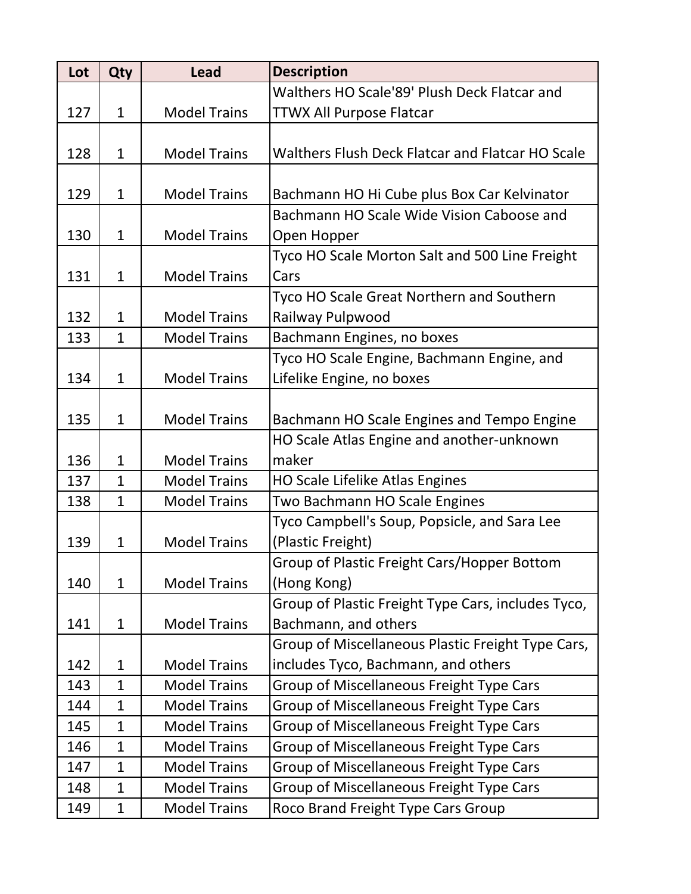| Lot | Qty | Lead | Description |
|---|---|---|---|
| 127 | 1 | Model Trains | Walthers HO Scale'89' Plush Deck Flatcar and TTWX All Purpose Flatcar |
| 128 | 1 | Model Trains | Walthers Flush Deck Flatcar and Flatcar HO Scale |
| 129 | 1 | Model Trains | Bachmann HO Hi Cube plus Box Car Kelvinator |
| 130 | 1 | Model Trains | Bachmann HO Scale Wide Vision Caboose and Open Hopper |
| 131 | 1 | Model Trains | Tyco HO Scale Morton Salt and 500 Line Freight Cars |
| 132 | 1 | Model Trains | Tyco HO Scale Great Northern and Southern Railway Pulpwood |
| 133 | 1 | Model Trains | Bachmann Engines, no boxes |
| 134 | 1 | Model Trains | Tyco HO Scale Engine, Bachmann Engine, and Lifelike Engine, no boxes |
| 135 | 1 | Model Trains | Bachmann HO Scale Engines and Tempo Engine |
| 136 | 1 | Model Trains | HO Scale Atlas Engine and another-unknown maker |
| 137 | 1 | Model Trains | HO Scale Lifelike Atlas Engines |
| 138 | 1 | Model Trains | Two Bachmann HO Scale Engines |
| 139 | 1 | Model Trains | Tyco Campbell's Soup, Popsicle, and Sara Lee (Plastic Freight) |
| 140 | 1 | Model Trains | Group of Plastic Freight Cars/Hopper Bottom (Hong Kong) |
| 141 | 1 | Model Trains | Group of Plastic Freight Type Cars, includes Tyco, Bachmann, and others |
| 142 | 1 | Model Trains | Group of Miscellaneous Plastic Freight Type Cars, includes Tyco, Bachmann, and others |
| 143 | 1 | Model Trains | Group of Miscellaneous Freight Type Cars |
| 144 | 1 | Model Trains | Group of Miscellaneous Freight Type Cars |
| 145 | 1 | Model Trains | Group of Miscellaneous Freight Type Cars |
| 146 | 1 | Model Trains | Group of Miscellaneous Freight Type Cars |
| 147 | 1 | Model Trains | Group of Miscellaneous Freight Type Cars |
| 148 | 1 | Model Trains | Group of Miscellaneous Freight Type Cars |
| 149 | 1 | Model Trains | Roco Brand Freight Type Cars Group |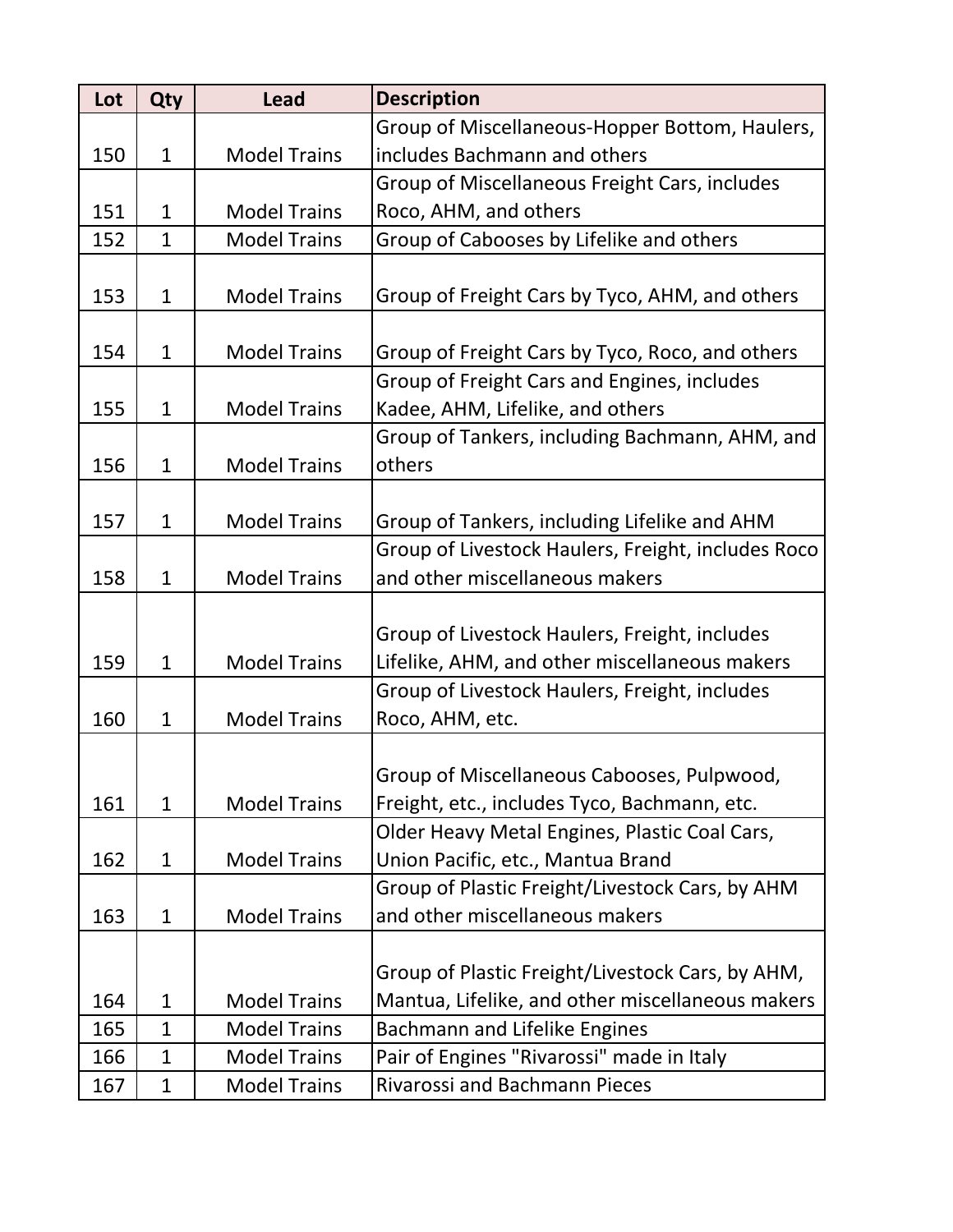| Lot | Qty | Lead | Description |
| --- | --- | --- | --- |
| 150 | 1 | Model Trains | Group of Miscellaneous-Hopper Bottom, Haulers, includes Bachmann and others |
| 151 | 1 | Model Trains | Group of Miscellaneous Freight Cars, includes Roco, AHM, and others |
| 152 | 1 | Model Trains | Group of Cabooses by Lifelike and others |
| 153 | 1 | Model Trains | Group of Freight Cars by Tyco, AHM, and others |
| 154 | 1 | Model Trains | Group of Freight Cars by Tyco, Roco, and others |
| 155 | 1 | Model Trains | Group of Freight Cars and Engines, includes Kadee, AHM, Lifelike, and others |
| 156 | 1 | Model Trains | Group of Tankers, including Bachmann, AHM, and others |
| 157 | 1 | Model Trains | Group of Tankers, including Lifelike and AHM |
| 158 | 1 | Model Trains | Group of Livestock Haulers, Freight, includes Roco and other miscellaneous makers |
| 159 | 1 | Model Trains | Group of Livestock Haulers, Freight, includes Lifelike, AHM, and other miscellaneous makers |
| 160 | 1 | Model Trains | Group of Livestock Haulers, Freight, includes Roco, AHM, etc. |
| 161 | 1 | Model Trains | Group of Miscellaneous Cabooses, Pulpwood, Freight, etc., includes Tyco, Bachmann, etc. |
| 162 | 1 | Model Trains | Older Heavy Metal Engines, Plastic Coal Cars, Union Pacific, etc., Mantua Brand |
| 163 | 1 | Model Trains | Group of Plastic Freight/Livestock Cars, by AHM and other miscellaneous makers |
| 164 | 1 | Model Trains | Group of Plastic Freight/Livestock Cars, by AHM, Mantua, Lifelike, and other miscellaneous makers |
| 165 | 1 | Model Trains | Bachmann and Lifelike Engines |
| 166 | 1 | Model Trains | Pair of Engines "Rivarossi" made in Italy |
| 167 | 1 | Model Trains | Rivarossi and Bachmann Pieces |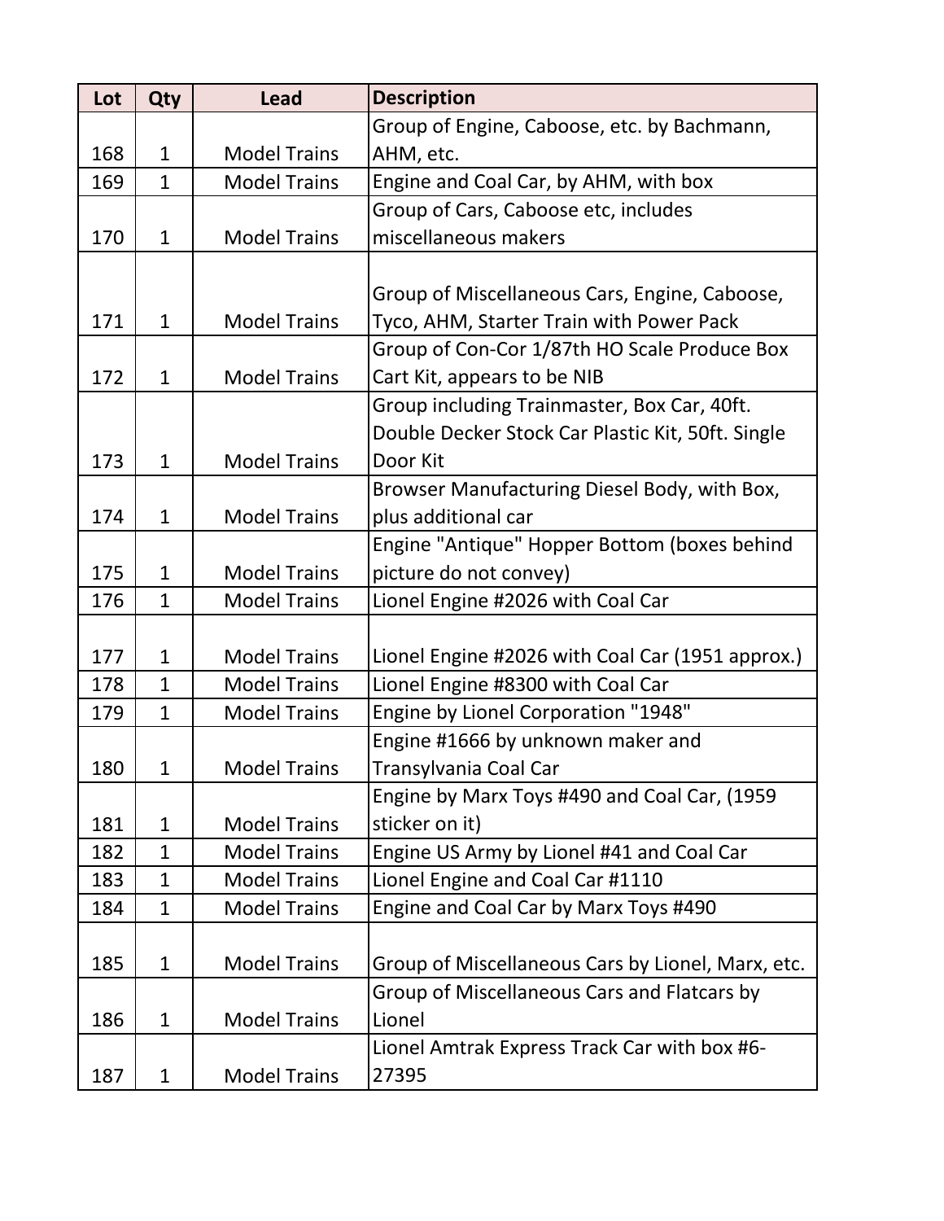| Lot | Qty | Lead | Description |
|---|---|---|---|
| 168 | 1 | Model Trains | Group of Engine, Caboose, etc. by Bachmann, AHM, etc. |
| 169 | 1 | Model Trains | Engine and Coal Car, by AHM, with box |
| 170 | 1 | Model Trains | Group of Cars, Caboose etc, includes miscellaneous makers |
| 171 | 1 | Model Trains | Group of Miscellaneous Cars, Engine, Caboose, Tyco, AHM, Starter Train with Power Pack |
| 172 | 1 | Model Trains | Group of Con-Cor 1/87th HO Scale Produce Box Cart Kit, appears to be NIB |
| 173 | 1 | Model Trains | Group including Trainmaster, Box Car, 40ft. Double Decker Stock Car Plastic Kit, 50ft. Single Door Kit |
| 174 | 1 | Model Trains | Browser Manufacturing Diesel Body, with Box, plus additional car |
| 175 | 1 | Model Trains | Engine "Antique" Hopper Bottom (boxes behind picture do not convey) |
| 176 | 1 | Model Trains | Lionel Engine #2026 with Coal Car |
| 177 | 1 | Model Trains | Lionel Engine #2026 with Coal Car (1951 approx.) |
| 178 | 1 | Model Trains | Lionel Engine #8300 with Coal Car |
| 179 | 1 | Model Trains | Engine by Lionel Corporation "1948" |
| 180 | 1 | Model Trains | Engine #1666 by unknown maker and Transylvania Coal Car |
| 181 | 1 | Model Trains | Engine by Marx Toys #490 and Coal Car, (1959 sticker on it) |
| 182 | 1 | Model Trains | Engine US Army by Lionel #41 and Coal Car |
| 183 | 1 | Model Trains | Lionel Engine and Coal Car #1110 |
| 184 | 1 | Model Trains | Engine and Coal Car by Marx Toys #490 |
| 185 | 1 | Model Trains | Group of Miscellaneous Cars by Lionel, Marx, etc. |
| 186 | 1 | Model Trains | Group of Miscellaneous Cars and Flatcars by Lionel |
| 187 | 1 | Model Trains | Lionel Amtrak Express Track Car with box #6-27395 |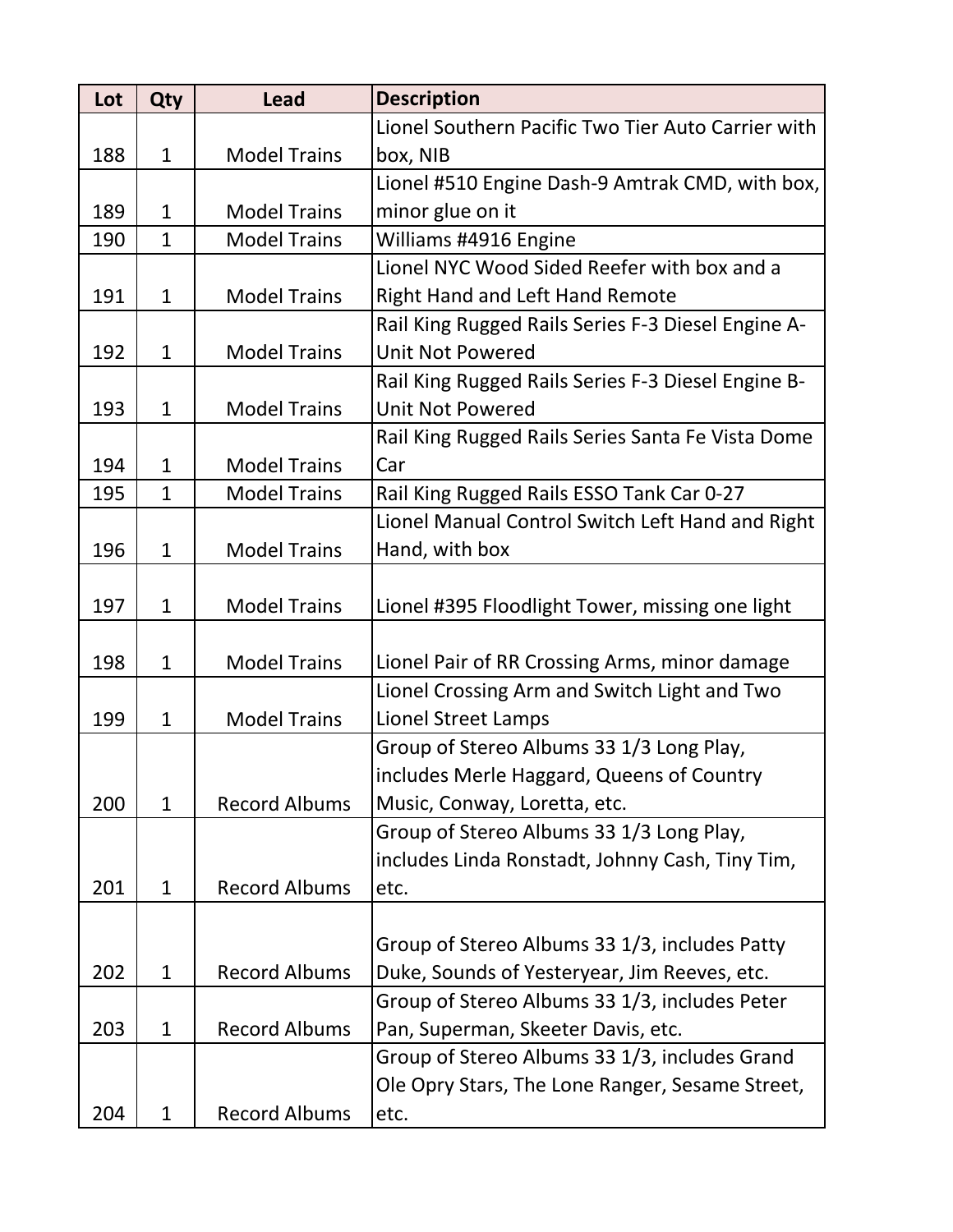| Lot | Qty | Lead | Description |
| --- | --- | --- | --- |
| 188 | 1 | Model Trains | Lionel Southern Pacific Two Tier Auto Carrier with box, NIB |
| 189 | 1 | Model Trains | Lionel #510 Engine Dash-9 Amtrak CMD, with box, minor glue on it |
| 190 | 1 | Model Trains | Williams #4916 Engine |
| 191 | 1 | Model Trains | Lionel NYC Wood Sided Reefer with box and a Right Hand and Left Hand Remote |
| 192 | 1 | Model Trains | Rail King Rugged Rails Series F-3 Diesel Engine A-Unit Not Powered |
| 193 | 1 | Model Trains | Rail King Rugged Rails Series F-3 Diesel Engine B-Unit Not Powered |
| 194 | 1 | Model Trains | Rail King Rugged Rails Series Santa Fe Vista Dome Car |
| 195 | 1 | Model Trains | Rail King Rugged Rails ESSO Tank Car 0-27 |
| 196 | 1 | Model Trains | Lionel Manual Control Switch Left Hand and Right Hand, with box |
| 197 | 1 | Model Trains | Lionel #395 Floodlight Tower, missing one light |
| 198 | 1 | Model Trains | Lionel Pair of RR Crossing Arms, minor damage |
| 199 | 1 | Model Trains | Lionel Crossing Arm and Switch Light and Two Lionel Street Lamps |
| 200 | 1 | Record Albums | Group of Stereo Albums 33 1/3 Long Play, includes Merle Haggard, Queens of Country Music, Conway, Loretta, etc. |
| 201 | 1 | Record Albums | Group of Stereo Albums 33 1/3 Long Play, includes Linda Ronstadt, Johnny Cash, Tiny Tim, etc. |
| 202 | 1 | Record Albums | Group of Stereo Albums 33 1/3, includes Patty Duke, Sounds of Yesteryear, Jim Reeves, etc. |
| 203 | 1 | Record Albums | Group of Stereo Albums 33 1/3, includes Peter Pan, Superman, Skeeter Davis, etc. |
| 204 | 1 | Record Albums | Group of Stereo Albums 33 1/3, includes Grand Ole Opry Stars, The Lone Ranger, Sesame Street, etc. |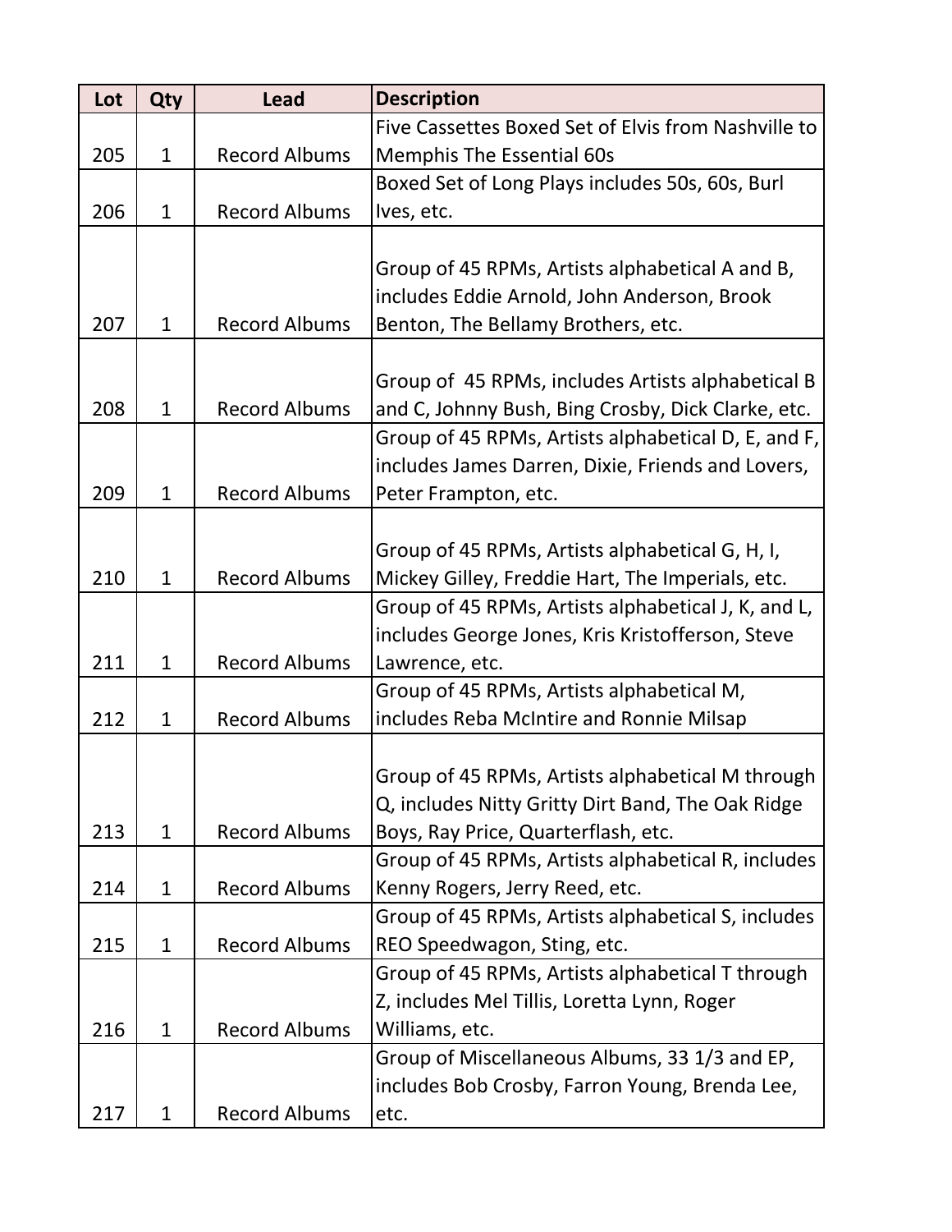| Lot | Qty | Lead | Description |
|---|---|---|---|
| 205 | 1 | Record Albums | Five Cassettes Boxed Set of Elvis from Nashville to Memphis The Essential 60s |
| 206 | 1 | Record Albums | Boxed Set of Long Plays includes 50s, 60s, Burl Ives, etc. |
| 207 | 1 | Record Albums | Group of 45 RPMs, Artists alphabetical A and B, includes Eddie Arnold, John Anderson, Brook Benton, The Bellamy Brothers, etc. |
| 208 | 1 | Record Albums | Group of 45 RPMs, includes Artists alphabetical B and C, Johnny Bush, Bing Crosby, Dick Clarke, etc. |
| 209 | 1 | Record Albums | Group of 45 RPMs, Artists alphabetical D, E, and F, includes James Darren, Dixie, Friends and Lovers, Peter Frampton, etc. |
| 210 | 1 | Record Albums | Group of 45 RPMs, Artists alphabetical G, H, I, Mickey Gilley, Freddie Hart, The Imperials, etc. |
| 211 | 1 | Record Albums | Group of 45 RPMs, Artists alphabetical J, K, and L, includes George Jones, Kris Kristofferson, Steve Lawrence, etc. |
| 212 | 1 | Record Albums | Group of 45 RPMs, Artists alphabetical M, includes Reba McIntire and Ronnie Milsap |
| 213 | 1 | Record Albums | Group of 45 RPMs, Artists alphabetical M through Q, includes Nitty Gritty Dirt Band, The Oak Ridge Boys, Ray Price, Quarterflash, etc. |
| 214 | 1 | Record Albums | Group of 45 RPMs, Artists alphabetical R, includes Kenny Rogers, Jerry Reed, etc. |
| 215 | 1 | Record Albums | Group of 45 RPMs, Artists alphabetical S, includes REO Speedwagon, Sting, etc. |
| 216 | 1 | Record Albums | Group of 45 RPMs, Artists alphabetical T through Z, includes Mel Tillis, Loretta Lynn, Roger Williams, etc. |
| 217 | 1 | Record Albums | Group of Miscellaneous Albums, 33 1/3 and EP, includes Bob Crosby, Farron Young, Brenda Lee, etc. |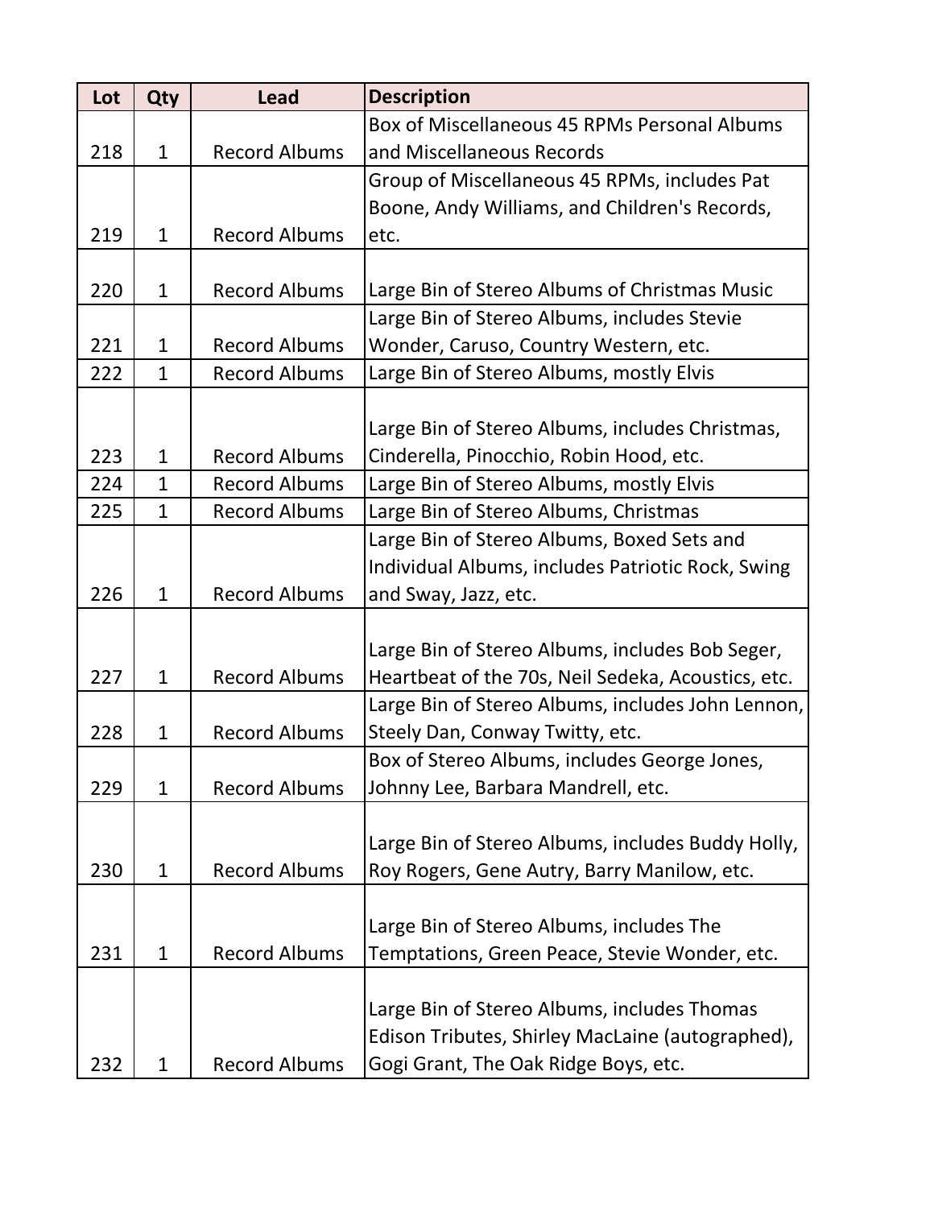| Lot | Qty | Lead | Description |
|---|---|---|---|
| 218 | 1 | Record Albums | Box of Miscellaneous 45 RPMs Personal Albums and Miscellaneous Records |
| 219 | 1 | Record Albums | Group of Miscellaneous 45 RPMs, includes Pat Boone, Andy Williams, and Children's Records, etc. |
| 220 | 1 | Record Albums | Large Bin of Stereo Albums of Christmas Music |
| 221 | 1 | Record Albums | Large Bin of Stereo Albums, includes Stevie Wonder, Caruso, Country Western, etc. |
| 222 | 1 | Record Albums | Large Bin of Stereo Albums, mostly Elvis |
| 223 | 1 | Record Albums | Large Bin of Stereo Albums, includes Christmas, Cinderella, Pinocchio, Robin Hood, etc. |
| 224 | 1 | Record Albums | Large Bin of Stereo Albums, mostly Elvis |
| 225 | 1 | Record Albums | Large Bin of Stereo Albums, Christmas |
| 226 | 1 | Record Albums | Large Bin of Stereo Albums, Boxed Sets and Individual Albums, includes Patriotic Rock, Swing and Sway, Jazz, etc. |
| 227 | 1 | Record Albums | Large Bin of Stereo Albums, includes Bob Seger, Heartbeat of the 70s, Neil Sedeka, Acoustics, etc. |
| 228 | 1 | Record Albums | Large Bin of Stereo Albums, includes John Lennon, Steely Dan, Conway Twitty, etc. |
| 229 | 1 | Record Albums | Box of Stereo Albums, includes George Jones, Johnny Lee, Barbara Mandrell, etc. |
| 230 | 1 | Record Albums | Large Bin of Stereo Albums, includes Buddy Holly, Roy Rogers, Gene Autry, Barry Manilow, etc. |
| 231 | 1 | Record Albums | Large Bin of Stereo Albums, includes The Temptations, Green Peace, Stevie Wonder, etc. |
| 232 | 1 | Record Albums | Large Bin of Stereo Albums, includes Thomas Edison Tributes, Shirley MacLaine (autographed), Gogi Grant, The Oak Ridge Boys, etc. |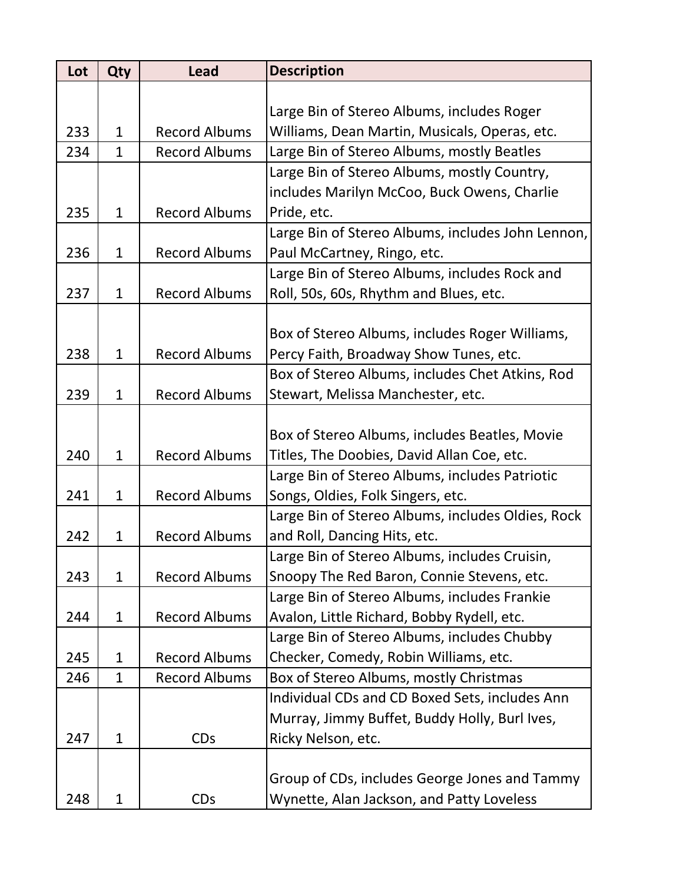| Lot | Qty | Lead | Description |
|---|---|---|---|
| 233 | 1 | Record Albums | Large Bin of Stereo Albums, includes Roger Williams, Dean Martin, Musicals, Operas, etc. |
| 234 | 1 | Record Albums | Large Bin of Stereo Albums, mostly Beatles |
| 235 | 1 | Record Albums | Large Bin of Stereo Albums, mostly Country, includes Marilyn McCoo, Buck Owens, Charlie Pride, etc. |
| 236 | 1 | Record Albums | Large Bin of Stereo Albums, includes John Lennon, Paul McCartney, Ringo, etc. |
| 237 | 1 | Record Albums | Large Bin of Stereo Albums, includes Rock and Roll, 50s, 60s, Rhythm and Blues, etc. |
| 238 | 1 | Record Albums | Box of Stereo Albums, includes Roger Williams, Percy Faith, Broadway Show Tunes, etc. |
| 239 | 1 | Record Albums | Box of Stereo Albums, includes Chet Atkins, Rod Stewart, Melissa Manchester, etc. |
| 240 | 1 | Record Albums | Box of Stereo Albums, includes Beatles, Movie Titles, The Doobies, David Allan Coe, etc. |
| 241 | 1 | Record Albums | Large Bin of Stereo Albums, includes Patriotic Songs, Oldies, Folk Singers, etc. |
| 242 | 1 | Record Albums | Large Bin of Stereo Albums, includes Oldies, Rock and Roll, Dancing Hits, etc. |
| 243 | 1 | Record Albums | Large Bin of Stereo Albums, includes Cruisin, Snoopy The Red Baron, Connie Stevens, etc. |
| 244 | 1 | Record Albums | Large Bin of Stereo Albums, includes Frankie Avalon, Little Richard, Bobby Rydell, etc. |
| 245 | 1 | Record Albums | Large Bin of Stereo Albums, includes Chubby Checker, Comedy, Robin Williams, etc. |
| 246 | 1 | Record Albums | Box of Stereo Albums, mostly Christmas |
| 247 | 1 | CDs | Individual CDs and CD Boxed Sets, includes Ann Murray, Jimmy Buffet, Buddy Holly, Burl Ives, Ricky Nelson, etc. |
| 248 | 1 | CDs | Group of CDs, includes George Jones and Tammy Wynette, Alan Jackson, and Patty Loveless |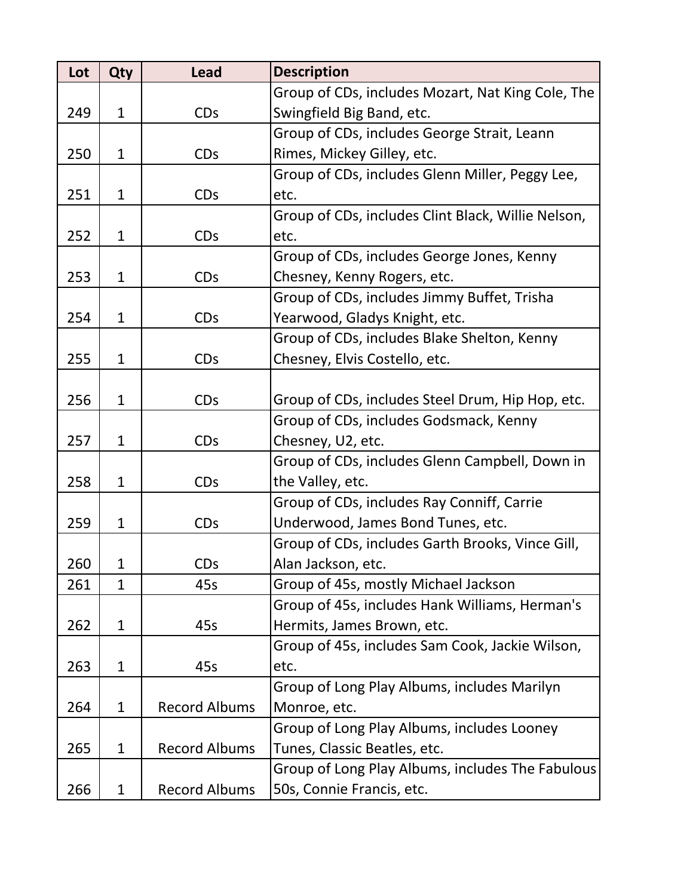| Lot | Qty | Lead | Description |
| --- | --- | --- | --- |
| 249 | 1 | CDs | Group of CDs, includes Mozart, Nat King Cole, The Swingfield Big Band, etc. |
| 250 | 1 | CDs | Group of CDs, includes George Strait, Leann Rimes, Mickey Gilley, etc. |
| 251 | 1 | CDs | Group of CDs, includes Glenn Miller, Peggy Lee, etc. |
| 252 | 1 | CDs | Group of CDs, includes Clint Black, Willie Nelson, etc. |
| 253 | 1 | CDs | Group of CDs, includes George Jones, Kenny Chesney, Kenny Rogers, etc. |
| 254 | 1 | CDs | Group of CDs, includes Jimmy Buffet, Trisha Yearwood, Gladys Knight, etc. |
| 255 | 1 | CDs | Group of CDs, includes Blake Shelton, Kenny Chesney, Elvis Costello, etc. |
| 256 | 1 | CDs | Group of CDs, includes Steel Drum, Hip Hop, etc. |
| 257 | 1 | CDs | Group of CDs, includes Godsmack, Kenny Chesney, U2, etc. |
| 258 | 1 | CDs | Group of CDs, includes Glenn Campbell, Down in the Valley, etc. |
| 259 | 1 | CDs | Group of CDs, includes Ray Conniff, Carrie Underwood, James Bond Tunes, etc. |
| 260 | 1 | CDs | Group of CDs, includes Garth Brooks, Vince Gill, Alan Jackson, etc. |
| 261 | 1 | 45s | Group of 45s, mostly Michael Jackson |
| 262 | 1 | 45s | Group of 45s, includes Hank Williams, Herman's Hermits, James Brown, etc. |
| 263 | 1 | 45s | Group of 45s, includes Sam Cook, Jackie Wilson, etc. |
| 264 | 1 | Record Albums | Group of Long Play Albums, includes Marilyn Monroe, etc. |
| 265 | 1 | Record Albums | Group of Long Play Albums, includes Looney Tunes, Classic Beatles, etc. |
| 266 | 1 | Record Albums | Group of Long Play Albums, includes The Fabulous 50s, Connie Francis, etc. |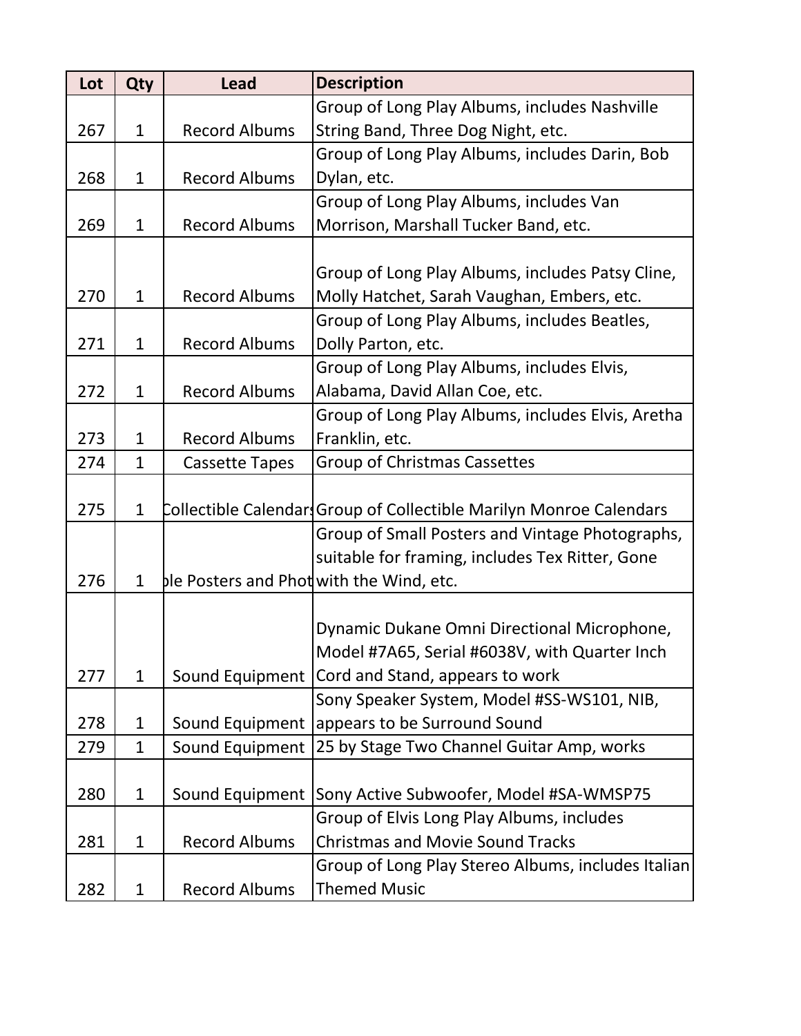| Lot | Qty | Lead | Description |
| --- | --- | --- | --- |
| 267 | 1 | Record Albums | Group of Long Play Albums, includes Nashville String Band, Three Dog Night, etc. |
| 268 | 1 | Record Albums | Group of Long Play Albums, includes Darin, Bob Dylan, etc. |
| 269 | 1 | Record Albums | Group of Long Play Albums, includes Van Morrison, Marshall Tucker Band, etc. |
| 270 | 1 | Record Albums | Group of Long Play Albums, includes Patsy Cline, Molly Hatchet, Sarah Vaughan, Embers, etc. |
| 271 | 1 | Record Albums | Group of Long Play Albums, includes Beatles, Dolly Parton, etc. |
| 272 | 1 | Record Albums | Group of Long Play Albums, includes Elvis, Alabama, David Allan Coe, etc. |
| 273 | 1 | Record Albums | Group of Long Play Albums, includes Elvis, Aretha Franklin, etc. |
| 274 | 1 | Cassette Tapes | Group of Christmas Cassettes |
| 275 | 1 | Collectible Calendars | Group of Collectible Marilyn Monroe Calendars |
| 276 | 1 | ble Posters and Phot | Group of Small Posters and Vintage Photographs, suitable for framing, includes Tex Ritter, Gone with the Wind, etc. |
| 277 | 1 | Sound Equipment | Dynamic Dukane Omni Directional Microphone, Model #7A65, Serial #6038V, with Quarter Inch Cord and Stand, appears to work |
| 278 | 1 | Sound Equipment | Sony Speaker System, Model #SS-WS101, NIB, appears to be Surround Sound |
| 279 | 1 | Sound Equipment | 25 by Stage Two Channel Guitar Amp, works |
| 280 | 1 | Sound Equipment | Sony Active Subwoofer, Model #SA-WMSP75 |
| 281 | 1 | Record Albums | Group of Elvis Long Play Albums, includes Christmas and Movie Sound Tracks |
| 282 | 1 | Record Albums | Group of Long Play Stereo Albums, includes Italian Themed Music |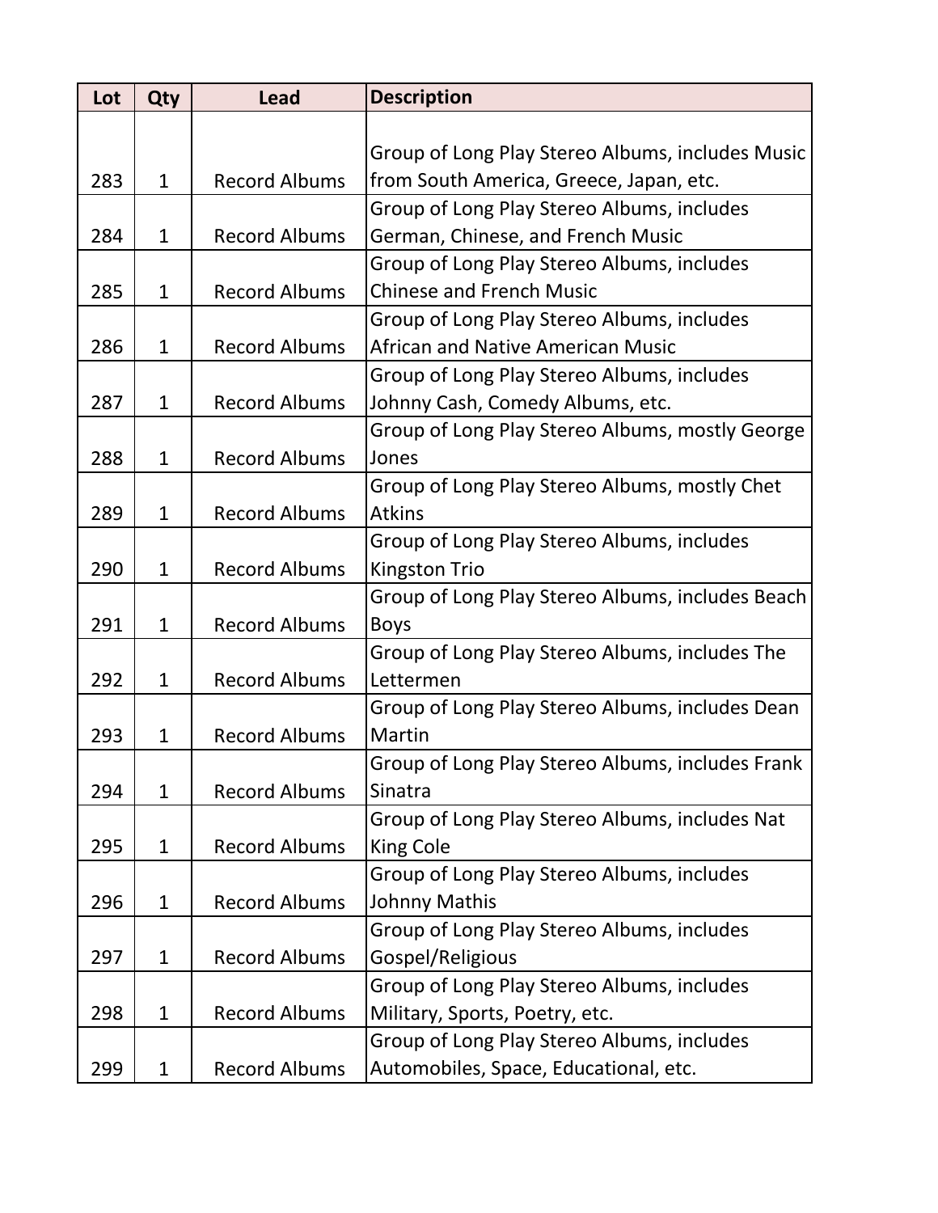| Lot | Qty | Lead | Description |
|---|---|---|---|
| 283 | 1 | Record Albums | Group of Long Play Stereo Albums, includes Music from South America, Greece, Japan, etc. |
| 284 | 1 | Record Albums | Group of Long Play Stereo Albums, includes German, Chinese, and French Music |
| 285 | 1 | Record Albums | Group of Long Play Stereo Albums, includes Chinese and French Music |
| 286 | 1 | Record Albums | Group of Long Play Stereo Albums, includes African and Native American Music |
| 287 | 1 | Record Albums | Group of Long Play Stereo Albums, includes Johnny Cash, Comedy Albums, etc. |
| 288 | 1 | Record Albums | Group of Long Play Stereo Albums, mostly George Jones |
| 289 | 1 | Record Albums | Group of Long Play Stereo Albums, mostly Chet Atkins |
| 290 | 1 | Record Albums | Group of Long Play Stereo Albums, includes Kingston Trio |
| 291 | 1 | Record Albums | Group of Long Play Stereo Albums, includes Beach Boys |
| 292 | 1 | Record Albums | Group of Long Play Stereo Albums, includes The Lettermen |
| 293 | 1 | Record Albums | Group of Long Play Stereo Albums, includes Dean Martin |
| 294 | 1 | Record Albums | Group of Long Play Stereo Albums, includes Frank Sinatra |
| 295 | 1 | Record Albums | Group of Long Play Stereo Albums, includes Nat King Cole |
| 296 | 1 | Record Albums | Group of Long Play Stereo Albums, includes Johnny Mathis |
| 297 | 1 | Record Albums | Group of Long Play Stereo Albums, includes Gospel/Religious |
| 298 | 1 | Record Albums | Group of Long Play Stereo Albums, includes Military, Sports, Poetry, etc. |
| 299 | 1 | Record Albums | Group of Long Play Stereo Albums, includes Automobiles, Space, Educational, etc. |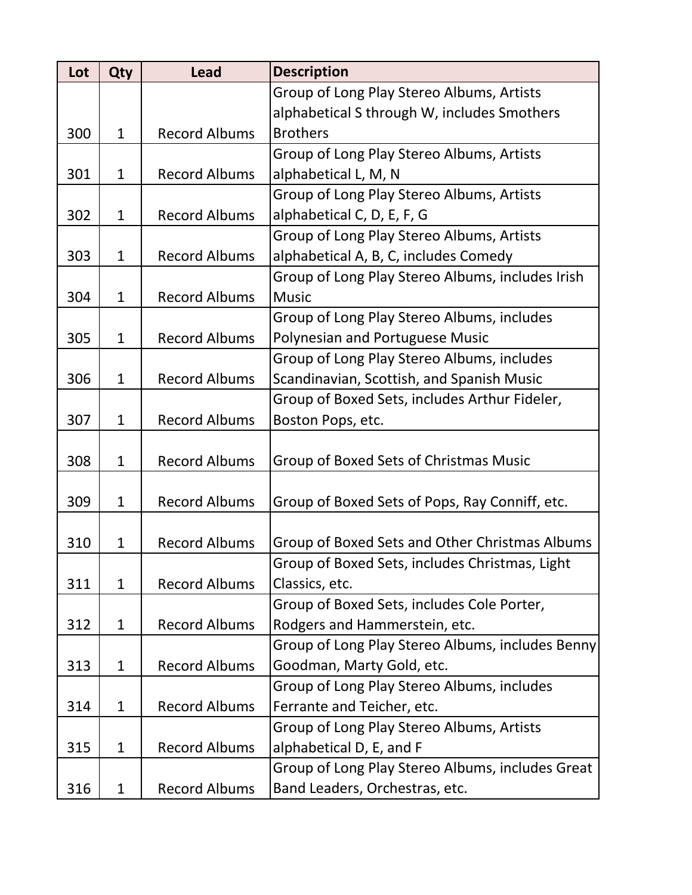| Lot | Qty | Lead | Description |
| --- | --- | --- | --- |
| 300 | 1 | Record Albums | Group of Long Play Stereo Albums, Artists alphabetical S through W, includes Smothers Brothers |
| 301 | 1 | Record Albums | Group of Long Play Stereo Albums, Artists alphabetical L, M, N |
| 302 | 1 | Record Albums | Group of Long Play Stereo Albums, Artists alphabetical C, D, E, F, G |
| 303 | 1 | Record Albums | Group of Long Play Stereo Albums, Artists alphabetical A, B, C, includes Comedy |
| 304 | 1 | Record Albums | Group of Long Play Stereo Albums, includes Irish Music |
| 305 | 1 | Record Albums | Group of Long Play Stereo Albums, includes Polynesian and Portuguese Music |
| 306 | 1 | Record Albums | Group of Long Play Stereo Albums, includes Scandinavian, Scottish, and Spanish Music |
| 307 | 1 | Record Albums | Group of Boxed Sets, includes Arthur Fideler, Boston Pops, etc. |
| 308 | 1 | Record Albums | Group of Boxed Sets of Christmas Music |
| 309 | 1 | Record Albums | Group of Boxed Sets of Pops, Ray Conniff, etc. |
| 310 | 1 | Record Albums | Group of Boxed Sets and Other Christmas Albums |
| 311 | 1 | Record Albums | Group of Boxed Sets, includes Christmas, Light Classics, etc. |
| 312 | 1 | Record Albums | Group of Boxed Sets, includes Cole Porter, Rodgers and Hammerstein, etc. |
| 313 | 1 | Record Albums | Group of Long Play Stereo Albums, includes Benny Goodman, Marty Gold, etc. |
| 314 | 1 | Record Albums | Group of Long Play Stereo Albums, includes Ferrante and Teicher, etc. |
| 315 | 1 | Record Albums | Group of Long Play Stereo Albums, Artists alphabetical D, E, and F |
| 316 | 1 | Record Albums | Group of Long Play Stereo Albums, includes Great Band Leaders, Orchestras, etc. |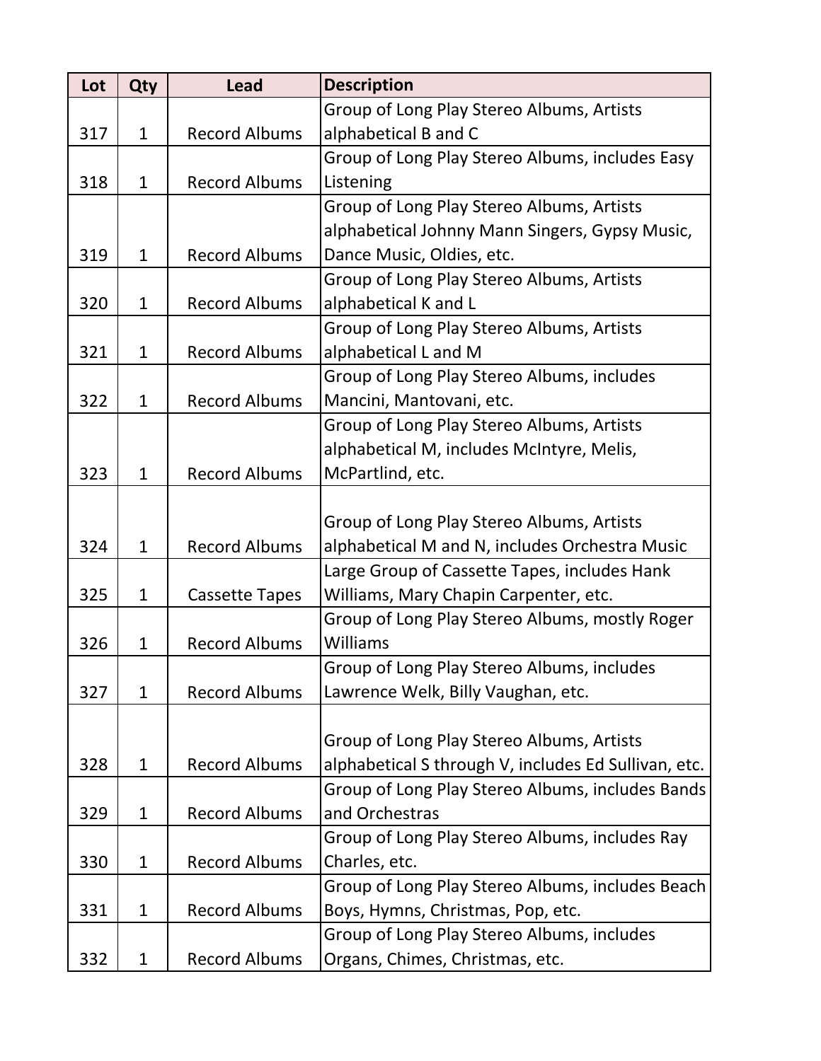| Lot | Qty | Lead | Description |
|---|---|---|---|
| 317 | 1 | Record Albums | Group of Long Play Stereo Albums, Artists alphabetical B and C |
| 318 | 1 | Record Albums | Group of Long Play Stereo Albums, includes Easy Listening |
| 319 | 1 | Record Albums | Group of Long Play Stereo Albums, Artists alphabetical Johnny Mann Singers, Gypsy Music, Dance Music, Oldies, etc. |
| 320 | 1 | Record Albums | Group of Long Play Stereo Albums, Artists alphabetical K and L |
| 321 | 1 | Record Albums | Group of Long Play Stereo Albums, Artists alphabetical L and M |
| 322 | 1 | Record Albums | Group of Long Play Stereo Albums, includes Mancini, Mantovani, etc. |
| 323 | 1 | Record Albums | Group of Long Play Stereo Albums, Artists alphabetical M, includes McIntyre, Melis, McPartlind, etc. |
| 324 | 1 | Record Albums | Group of Long Play Stereo Albums, Artists alphabetical M and N, includes Orchestra Music |
| 325 | 1 | Cassette Tapes | Large Group of Cassette Tapes, includes Hank Williams, Mary Chapin Carpenter, etc. |
| 326 | 1 | Record Albums | Group of Long Play Stereo Albums, mostly Roger Williams |
| 327 | 1 | Record Albums | Group of Long Play Stereo Albums, includes Lawrence Welk, Billy Vaughan, etc. |
| 328 | 1 | Record Albums | Group of Long Play Stereo Albums, Artists alphabetical S through V, includes Ed Sullivan, etc. |
| 329 | 1 | Record Albums | Group of Long Play Stereo Albums, includes Bands and Orchestras |
| 330 | 1 | Record Albums | Group of Long Play Stereo Albums, includes Ray Charles, etc. |
| 331 | 1 | Record Albums | Group of Long Play Stereo Albums, includes Beach Boys, Hymns, Christmas, Pop, etc. |
| 332 | 1 | Record Albums | Group of Long Play Stereo Albums, includes Organs, Chimes, Christmas, etc. |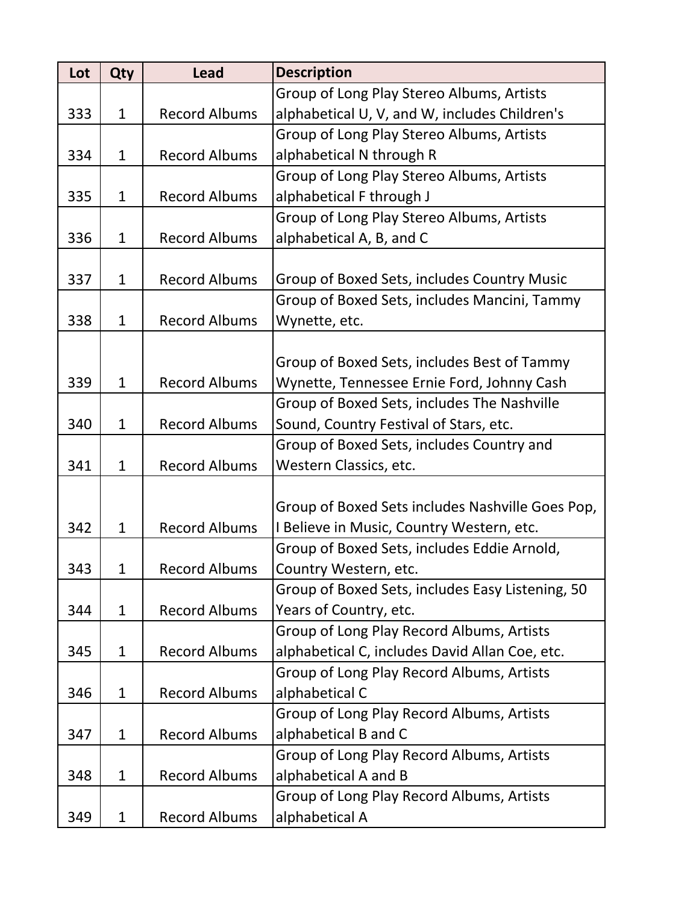| Lot | Qty | Lead | Description |
| --- | --- | --- | --- |
| 333 | 1 | Record Albums | Group of Long Play Stereo Albums, Artists alphabetical U, V, and W, includes Children's |
| 334 | 1 | Record Albums | Group of Long Play Stereo Albums, Artists alphabetical N through R |
| 335 | 1 | Record Albums | Group of Long Play Stereo Albums, Artists alphabetical F through J |
| 336 | 1 | Record Albums | Group of Long Play Stereo Albums, Artists alphabetical A, B, and C |
| 337 | 1 | Record Albums | Group of Boxed Sets, includes Country Music |
| 338 | 1 | Record Albums | Group of Boxed Sets, includes Mancini, Tammy Wynette, etc. |
| 339 | 1 | Record Albums | Group of Boxed Sets, includes Best of Tammy Wynette, Tennessee Ernie Ford, Johnny Cash |
| 340 | 1 | Record Albums | Group of Boxed Sets, includes The Nashville Sound, Country Festival of Stars, etc. |
| 341 | 1 | Record Albums | Group of Boxed Sets, includes Country and Western Classics, etc. |
| 342 | 1 | Record Albums | Group of Boxed Sets includes Nashville Goes Pop, I Believe in Music, Country Western, etc. |
| 343 | 1 | Record Albums | Group of Boxed Sets, includes Eddie Arnold, Country Western, etc. |
| 344 | 1 | Record Albums | Group of Boxed Sets, includes Easy Listening, 50 Years of Country, etc. |
| 345 | 1 | Record Albums | Group of Long Play Record Albums, Artists alphabetical C, includes David Allan Coe, etc. |
| 346 | 1 | Record Albums | Group of Long Play Record Albums, Artists alphabetical C |
| 347 | 1 | Record Albums | Group of Long Play Record Albums, Artists alphabetical B and C |
| 348 | 1 | Record Albums | Group of Long Play Record Albums, Artists alphabetical A and B |
| 349 | 1 | Record Albums | Group of Long Play Record Albums, Artists alphabetical A |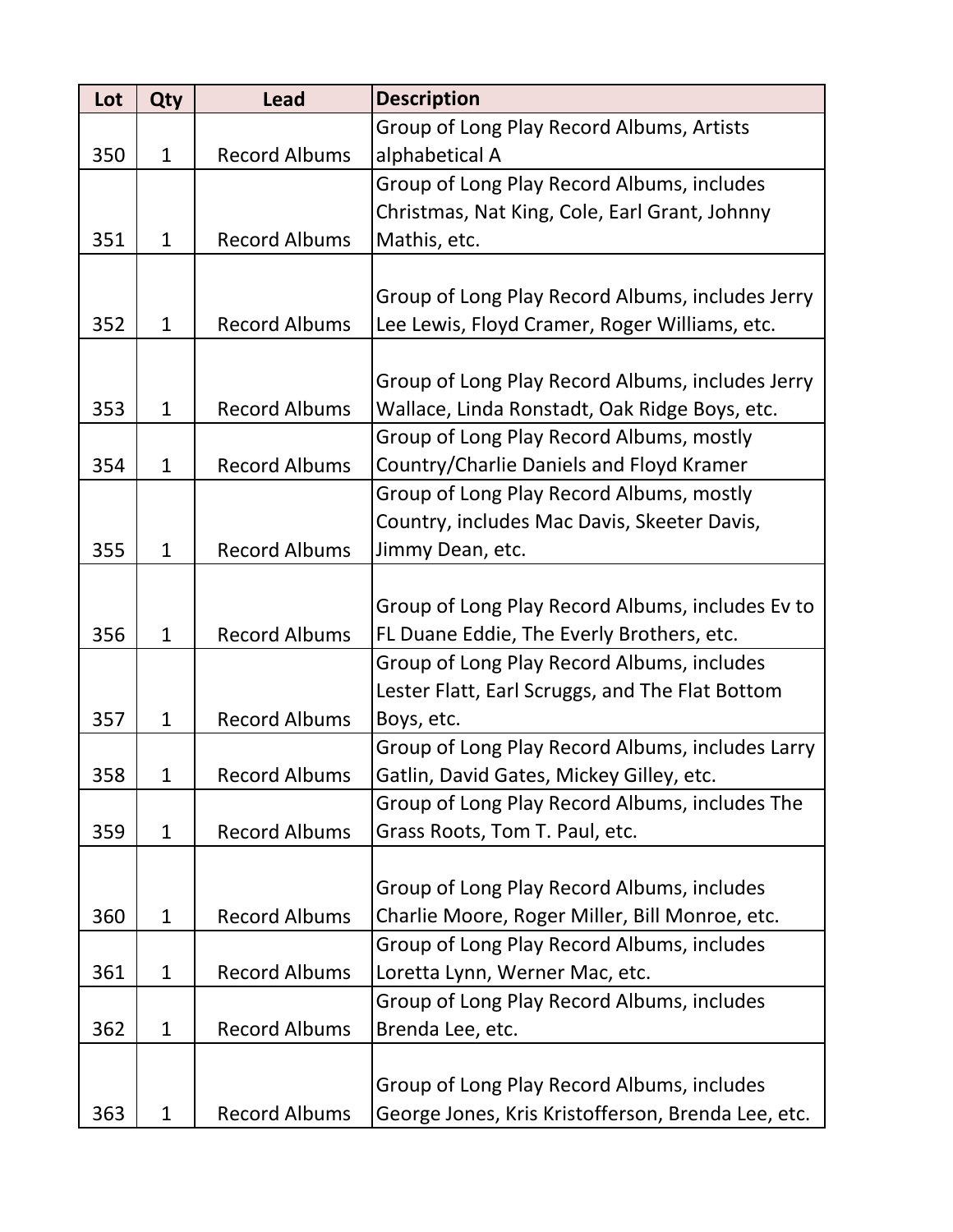| Lot | Qty | Lead | Description |
| --- | --- | --- | --- |
| 350 | 1 | Record Albums | Group of Long Play Record Albums, Artists alphabetical A |
| 351 | 1 | Record Albums | Group of Long Play Record Albums, includes Christmas, Nat King, Cole, Earl Grant, Johnny Mathis, etc. |
| 352 | 1 | Record Albums | Group of Long Play Record Albums, includes Jerry Lee Lewis, Floyd Cramer, Roger Williams, etc. |
| 353 | 1 | Record Albums | Group of Long Play Record Albums, includes Jerry Wallace, Linda Ronstadt, Oak Ridge Boys, etc. |
| 354 | 1 | Record Albums | Group of Long Play Record Albums, mostly Country/Charlie Daniels and Floyd Kramer |
| 355 | 1 | Record Albums | Group of Long Play Record Albums, mostly Country, includes Mac Davis, Skeeter Davis, Jimmy Dean, etc. |
| 356 | 1 | Record Albums | Group of Long Play Record Albums, includes Ev to FL Duane Eddie, The Everly Brothers, etc. |
| 357 | 1 | Record Albums | Group of Long Play Record Albums, includes Lester Flatt, Earl Scruggs, and The Flat Bottom Boys, etc. |
| 358 | 1 | Record Albums | Group of Long Play Record Albums, includes Larry Gatlin, David Gates, Mickey Gilley, etc. |
| 359 | 1 | Record Albums | Group of Long Play Record Albums, includes The Grass Roots, Tom T. Paul, etc. |
| 360 | 1 | Record Albums | Group of Long Play Record Albums, includes Charlie Moore, Roger Miller, Bill Monroe, etc. |
| 361 | 1 | Record Albums | Group of Long Play Record Albums, includes Loretta Lynn, Werner Mac, etc. |
| 362 | 1 | Record Albums | Group of Long Play Record Albums, includes Brenda Lee, etc. |
| 363 | 1 | Record Albums | Group of Long Play Record Albums, includes George Jones, Kris Kristofferson, Brenda Lee, etc. |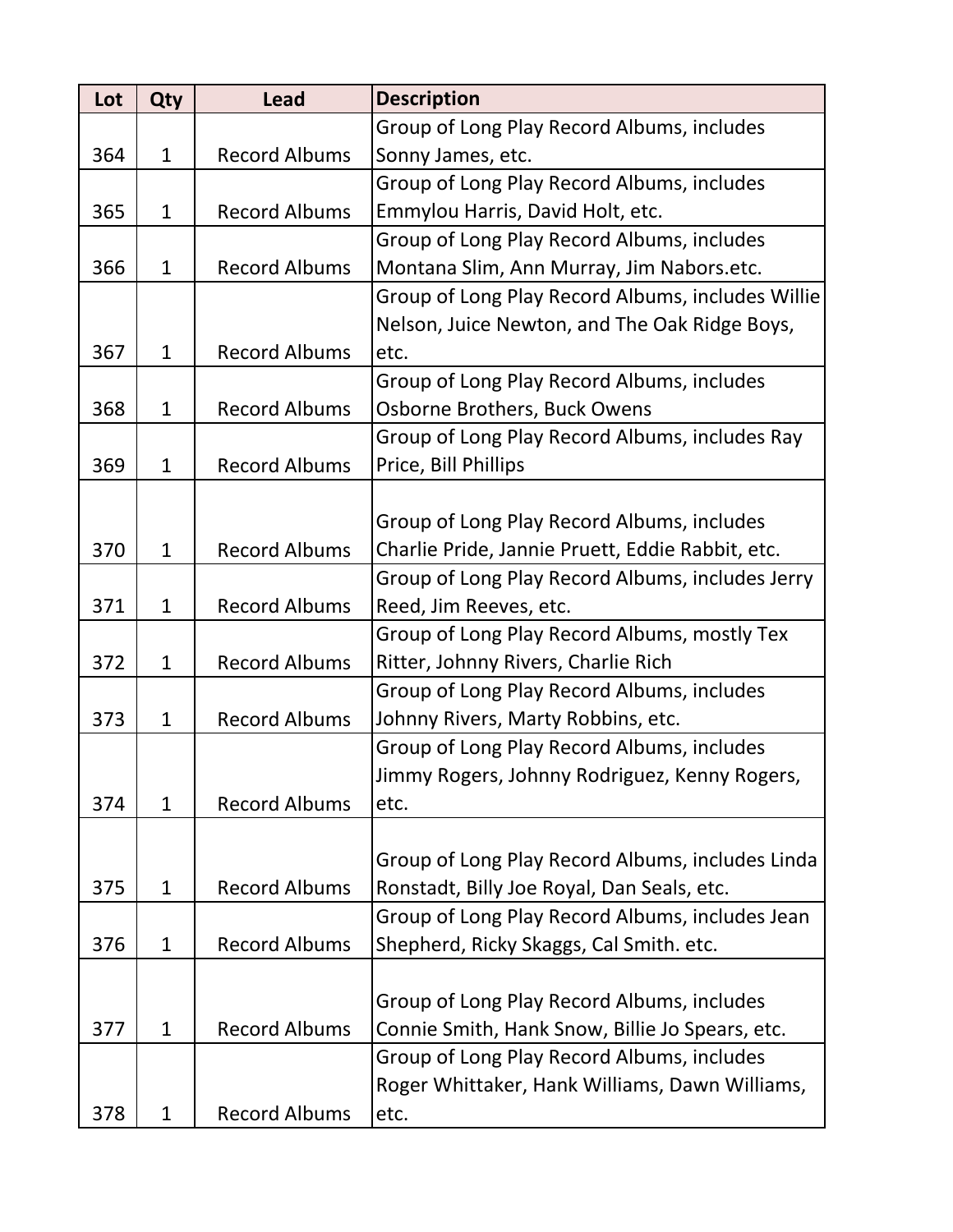| Lot | Qty | Lead | Description |
| --- | --- | --- | --- |
| 364 | 1 | Record Albums | Group of Long Play Record Albums, includes Sonny James, etc. |
| 365 | 1 | Record Albums | Group of Long Play Record Albums, includes Emmylou Harris, David Holt, etc. |
| 366 | 1 | Record Albums | Group of Long Play Record Albums, includes Montana Slim, Ann Murray, Jim Nabors.etc. |
| 367 | 1 | Record Albums | Group of Long Play Record Albums, includes Willie Nelson, Juice Newton, and The Oak Ridge Boys, etc. |
| 368 | 1 | Record Albums | Group of Long Play Record Albums, includes Osborne Brothers, Buck Owens |
| 369 | 1 | Record Albums | Group of Long Play Record Albums, includes Ray Price, Bill Phillips |
| 370 | 1 | Record Albums | Group of Long Play Record Albums, includes Charlie Pride, Jannie Pruett, Eddie Rabbit, etc. |
| 371 | 1 | Record Albums | Group of Long Play Record Albums, includes Jerry Reed, Jim Reeves, etc. |
| 372 | 1 | Record Albums | Group of Long Play Record Albums, mostly Tex Ritter, Johnny Rivers, Charlie Rich |
| 373 | 1 | Record Albums | Group of Long Play Record Albums, includes Johnny Rivers, Marty Robbins, etc. |
| 374 | 1 | Record Albums | Group of Long Play Record Albums, includes Jimmy Rogers, Johnny Rodriguez, Kenny Rogers, etc. |
| 375 | 1 | Record Albums | Group of Long Play Record Albums, includes Linda Ronstadt, Billy Joe Royal, Dan Seals, etc. |
| 376 | 1 | Record Albums | Group of Long Play Record Albums, includes Jean Shepherd, Ricky Skaggs, Cal Smith. etc. |
| 377 | 1 | Record Albums | Group of Long Play Record Albums, includes Connie Smith, Hank Snow, Billie Jo Spears, etc. |
| 378 | 1 | Record Albums | Group of Long Play Record Albums, includes Roger Whittaker, Hank Williams, Dawn Williams, etc. |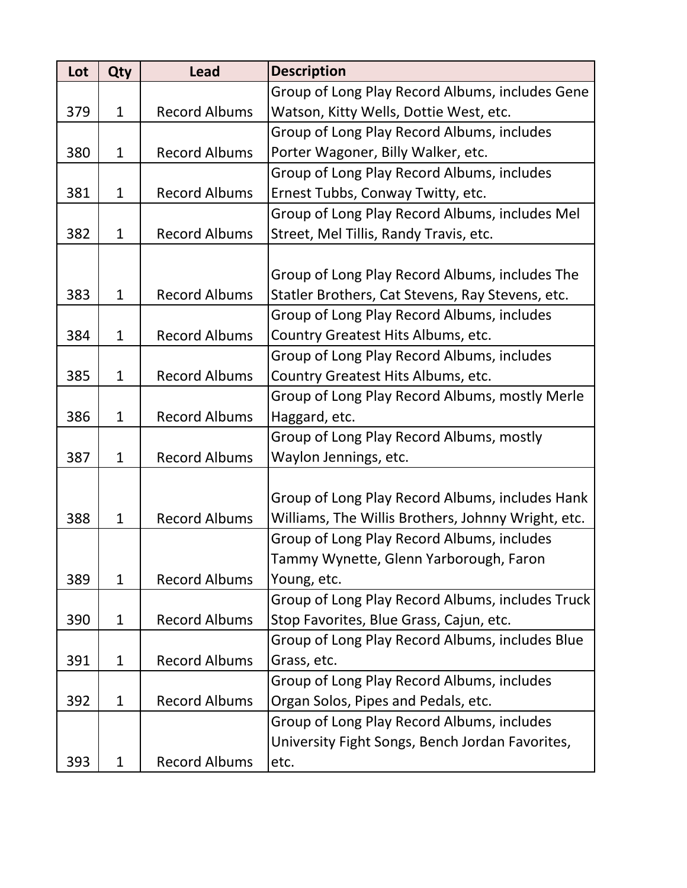| Lot | Qty | Lead | Description |
| --- | --- | --- | --- |
| 379 | 1 | Record Albums | Group of Long Play Record Albums, includes Gene Watson, Kitty Wells, Dottie West, etc. |
| 380 | 1 | Record Albums | Group of Long Play Record Albums, includes Porter Wagoner, Billy Walker, etc. |
| 381 | 1 | Record Albums | Group of Long Play Record Albums, includes Ernest Tubbs, Conway Twitty, etc. |
| 382 | 1 | Record Albums | Group of Long Play Record Albums, includes Mel Street, Mel Tillis, Randy Travis, etc. |
| 383 | 1 | Record Albums | Group of Long Play Record Albums, includes The Statler Brothers, Cat Stevens, Ray Stevens, etc. |
| 384 | 1 | Record Albums | Group of Long Play Record Albums, includes Country Greatest Hits Albums, etc. |
| 385 | 1 | Record Albums | Group of Long Play Record Albums, includes Country Greatest Hits Albums, etc. |
| 386 | 1 | Record Albums | Group of Long Play Record Albums, mostly Merle Haggard, etc. |
| 387 | 1 | Record Albums | Group of Long Play Record Albums, mostly Waylon Jennings, etc. |
| 388 | 1 | Record Albums | Group of Long Play Record Albums, includes Hank Williams, The Willis Brothers, Johnny Wright, etc. |
| 389 | 1 | Record Albums | Group of Long Play Record Albums, includes Tammy Wynette, Glenn Yarborough, Faron Young, etc. |
| 390 | 1 | Record Albums | Group of Long Play Record Albums, includes Truck Stop Favorites, Blue Grass, Cajun, etc. |
| 391 | 1 | Record Albums | Group of Long Play Record Albums, includes Blue Grass, etc. |
| 392 | 1 | Record Albums | Group of Long Play Record Albums, includes Organ Solos, Pipes and Pedals, etc. |
| 393 | 1 | Record Albums | Group of Long Play Record Albums, includes University Fight Songs, Bench Jordan Favorites, etc. |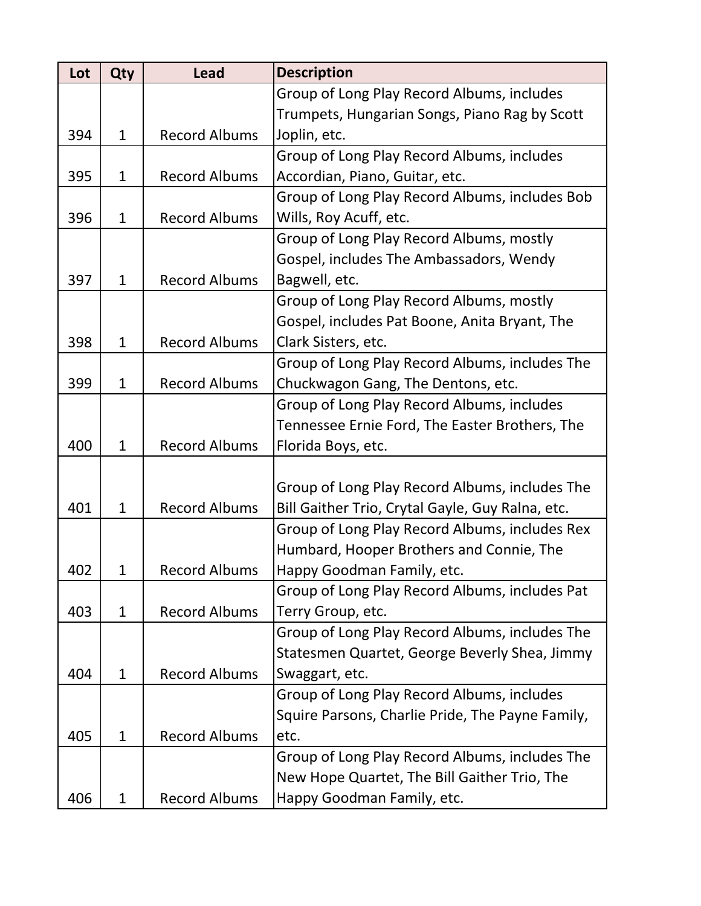| Lot | Qty | Lead | Description |
| --- | --- | --- | --- |
| 394 | 1 | Record Albums | Group of Long Play Record Albums, includes Trumpets, Hungarian Songs, Piano Rag by Scott Joplin, etc. |
| 395 | 1 | Record Albums | Group of Long Play Record Albums, includes Accordian, Piano, Guitar, etc. |
| 396 | 1 | Record Albums | Group of Long Play Record Albums, includes Bob Wills, Roy Acuff, etc. |
| 397 | 1 | Record Albums | Group of Long Play Record Albums, mostly Gospel, includes The Ambassadors, Wendy Bagwell, etc. |
| 398 | 1 | Record Albums | Group of Long Play Record Albums, mostly Gospel, includes Pat Boone, Anita Bryant, The Clark Sisters, etc. |
| 399 | 1 | Record Albums | Group of Long Play Record Albums, includes The Chuckwagon Gang, The Dentons, etc. |
| 400 | 1 | Record Albums | Group of Long Play Record Albums, includes Tennessee Ernie Ford, The Easter Brothers, The Florida Boys, etc. |
| 401 | 1 | Record Albums | Group of Long Play Record Albums, includes The Bill Gaither Trio, Crytal Gayle, Guy Ralna, etc. |
| 402 | 1 | Record Albums | Group of Long Play Record Albums, includes Rex Humbard, Hooper Brothers and Connie, The Happy Goodman Family, etc. |
| 403 | 1 | Record Albums | Group of Long Play Record Albums, includes Pat Terry Group, etc. |
| 404 | 1 | Record Albums | Group of Long Play Record Albums, includes The Statesmen Quartet, George Beverly Shea, Jimmy Swaggart, etc. |
| 405 | 1 | Record Albums | Group of Long Play Record Albums, includes Squire Parsons, Charlie Pride, The Payne Family, etc. |
| 406 | 1 | Record Albums | Group of Long Play Record Albums, includes The New Hope Quartet, The Bill Gaither Trio, The Happy Goodman Family, etc. |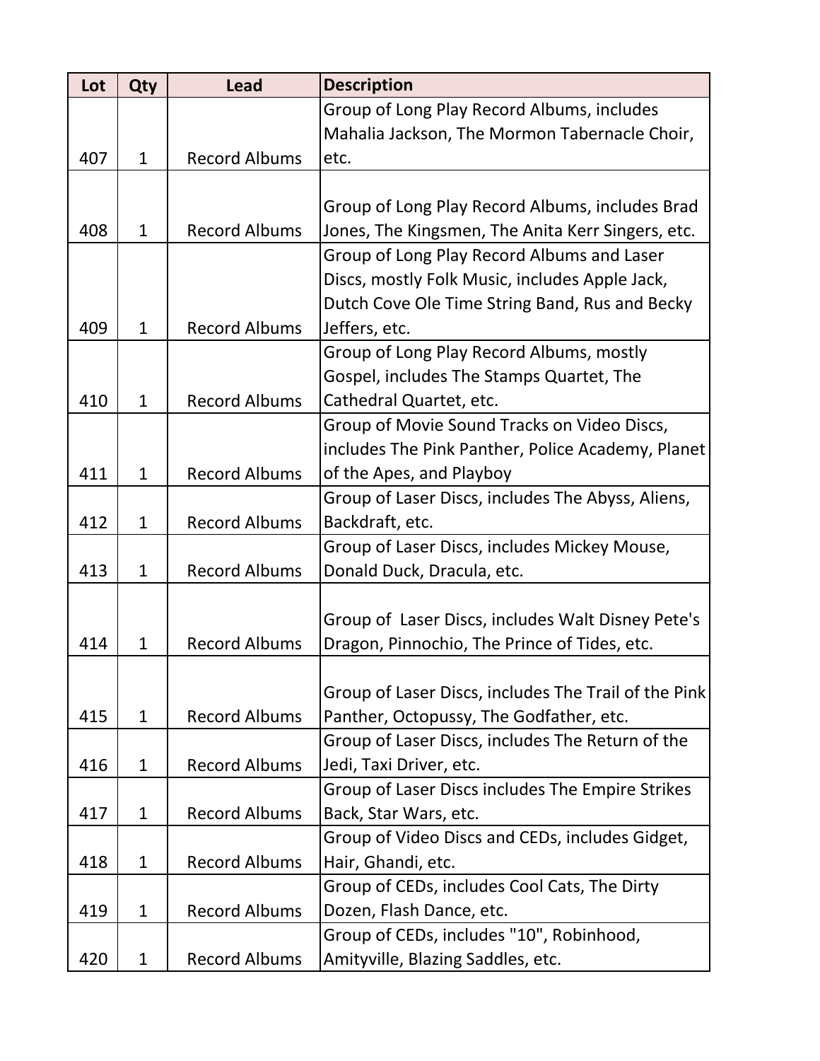| Lot | Qty | Lead | Description |
|---|---|---|---|
| 407 | 1 | Record Albums | Group of Long Play Record Albums, includes Mahalia Jackson, The Mormon Tabernacle Choir, etc. |
| 408 | 1 | Record Albums | Group of Long Play Record Albums, includes Brad Jones, The Kingsmen, The Anita Kerr Singers, etc. |
| 409 | 1 | Record Albums | Group of Long Play Record Albums and Laser Discs, mostly Folk Music, includes Apple Jack, Dutch Cove Ole Time String Band, Rus and Becky Jeffers, etc. |
| 410 | 1 | Record Albums | Group of Long Play Record Albums, mostly Gospel, includes The Stamps Quartet, The Cathedral Quartet, etc. |
| 411 | 1 | Record Albums | Group of Movie Sound Tracks on Video Discs, includes The Pink Panther, Police Academy, Planet of the Apes, and Playboy |
| 412 | 1 | Record Albums | Group of Laser Discs, includes The Abyss, Aliens, Backdraft, etc. |
| 413 | 1 | Record Albums | Group of Laser Discs, includes Mickey Mouse, Donald Duck, Dracula, etc. |
| 414 | 1 | Record Albums | Group of  Laser Discs, includes Walt Disney Pete's Dragon, Pinnochio, The Prince of Tides, etc. |
| 415 | 1 | Record Albums | Group of Laser Discs, includes The Trail of the Pink Panther, Octopussy, The Godfather, etc. |
| 416 | 1 | Record Albums | Group of Laser Discs, includes The Return of the Jedi, Taxi Driver, etc. |
| 417 | 1 | Record Albums | Group of Laser Discs includes The Empire Strikes Back, Star Wars, etc. |
| 418 | 1 | Record Albums | Group of Video Discs and CEDs, includes Gidget, Hair, Ghandi, etc. |
| 419 | 1 | Record Albums | Group of CEDs, includes Cool Cats, The Dirty Dozen, Flash Dance, etc. |
| 420 | 1 | Record Albums | Group of CEDs, includes "10", Robinhood, Amityville, Blazing Saddles, etc. |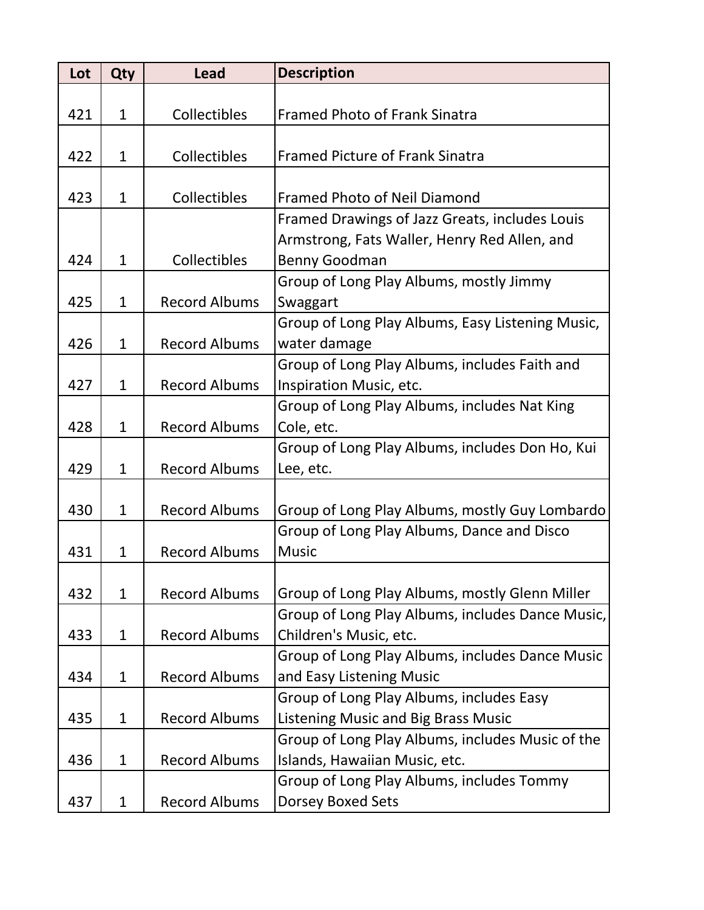| Lot | Qty | Lead | Description |
| --- | --- | --- | --- |
| 421 | 1 | Collectibles | Framed Photo of Frank Sinatra |
| 422 | 1 | Collectibles | Framed Picture of Frank Sinatra |
| 423 | 1 | Collectibles | Framed Photo of Neil Diamond |
| 424 | 1 | Collectibles | Framed Drawings of Jazz Greats, includes Louis Armstrong, Fats Waller, Henry Red Allen, and Benny Goodman |
| 425 | 1 | Record Albums | Group of Long Play Albums, mostly Jimmy Swaggart |
| 426 | 1 | Record Albums | Group of Long Play Albums, Easy Listening Music, water damage |
| 427 | 1 | Record Albums | Group of Long Play Albums, includes Faith and Inspiration Music, etc. |
| 428 | 1 | Record Albums | Group of Long Play Albums, includes Nat King Cole, etc. |
| 429 | 1 | Record Albums | Group of Long Play Albums, includes Don Ho, Kui Lee, etc. |
| 430 | 1 | Record Albums | Group of Long Play Albums, mostly Guy Lombardo |
| 431 | 1 | Record Albums | Group of Long Play Albums, Dance and Disco Music |
| 432 | 1 | Record Albums | Group of Long Play Albums, mostly Glenn Miller |
| 433 | 1 | Record Albums | Group of Long Play Albums, includes Dance Music, Children's Music, etc. |
| 434 | 1 | Record Albums | Group of Long Play Albums, includes Dance Music and Easy Listening Music |
| 435 | 1 | Record Albums | Group of Long Play Albums, includes Easy Listening Music and Big Brass Music |
| 436 | 1 | Record Albums | Group of Long Play Albums, includes Music of the Islands, Hawaiian Music, etc. |
| 437 | 1 | Record Albums | Group of Long Play Albums, includes Tommy Dorsey Boxed Sets |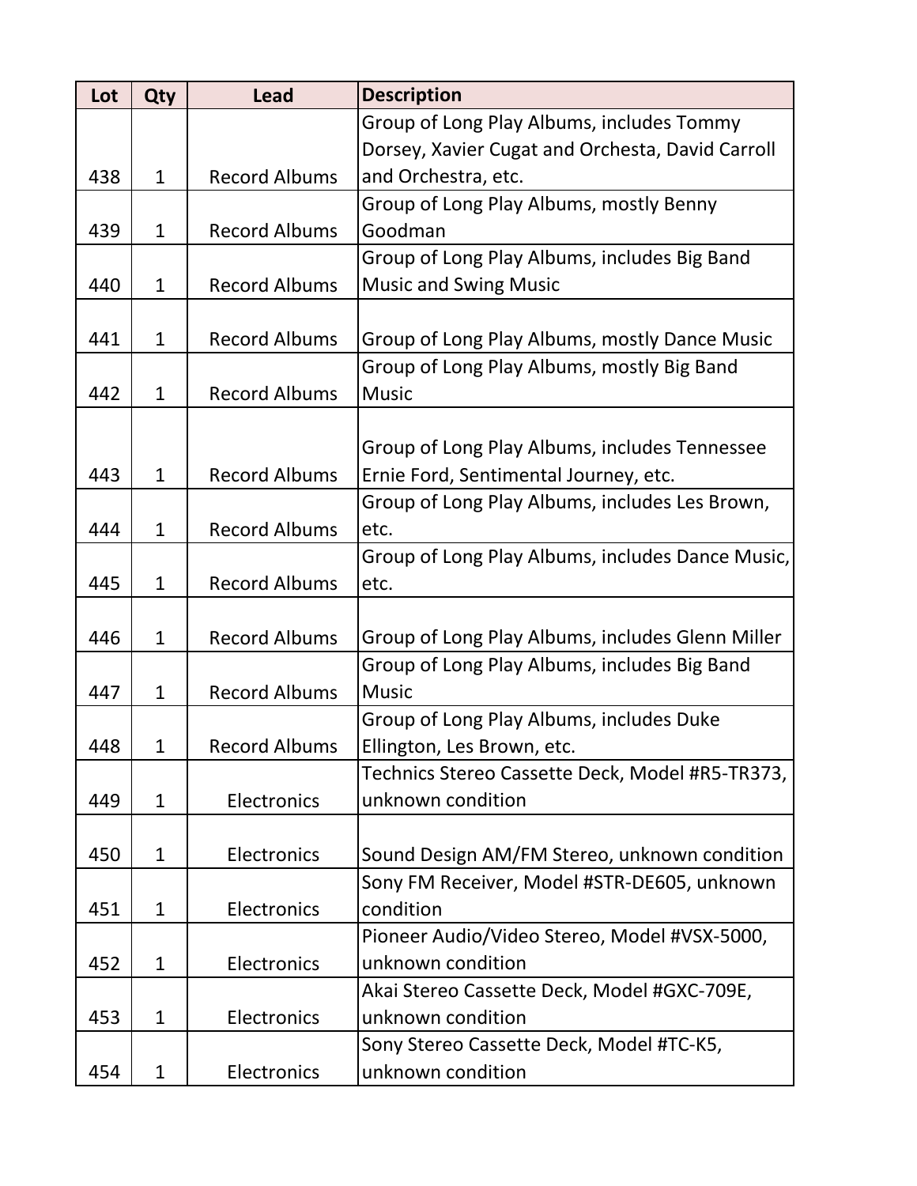| Lot | Qty | Lead | Description |
|---|---|---|---|
| 438 | 1 | Record Albums | Group of Long Play Albums, includes Tommy Dorsey, Xavier Cugat and Orchesta, David Carroll and Orchestra, etc. |
| 439 | 1 | Record Albums | Group of Long Play Albums, mostly Benny Goodman |
| 440 | 1 | Record Albums | Group of Long Play Albums, includes Big Band Music and Swing Music |
| 441 | 1 | Record Albums | Group of Long Play Albums, mostly Dance Music |
| 442 | 1 | Record Albums | Group of Long Play Albums, mostly Big Band Music |
| 443 | 1 | Record Albums | Group of Long Play Albums, includes Tennessee Ernie Ford, Sentimental Journey, etc. |
| 444 | 1 | Record Albums | Group of Long Play Albums, includes Les Brown, etc. |
| 445 | 1 | Record Albums | Group of Long Play Albums, includes Dance Music, etc. |
| 446 | 1 | Record Albums | Group of Long Play Albums, includes Glenn Miller |
| 447 | 1 | Record Albums | Group of Long Play Albums, includes Big Band Music |
| 448 | 1 | Record Albums | Group of Long Play Albums, includes Duke Ellington, Les Brown, etc. |
| 449 | 1 | Electronics | Technics Stereo Cassette Deck, Model #R5-TR373, unknown condition |
| 450 | 1 | Electronics | Sound Design AM/FM Stereo, unknown condition |
| 451 | 1 | Electronics | Sony FM Receiver, Model #STR-DE605, unknown condition |
| 452 | 1 | Electronics | Pioneer Audio/Video Stereo, Model #VSX-5000, unknown condition |
| 453 | 1 | Electronics | Akai Stereo Cassette Deck, Model #GXC-709E, unknown condition |
| 454 | 1 | Electronics | Sony Stereo Cassette Deck, Model #TC-K5, unknown condition |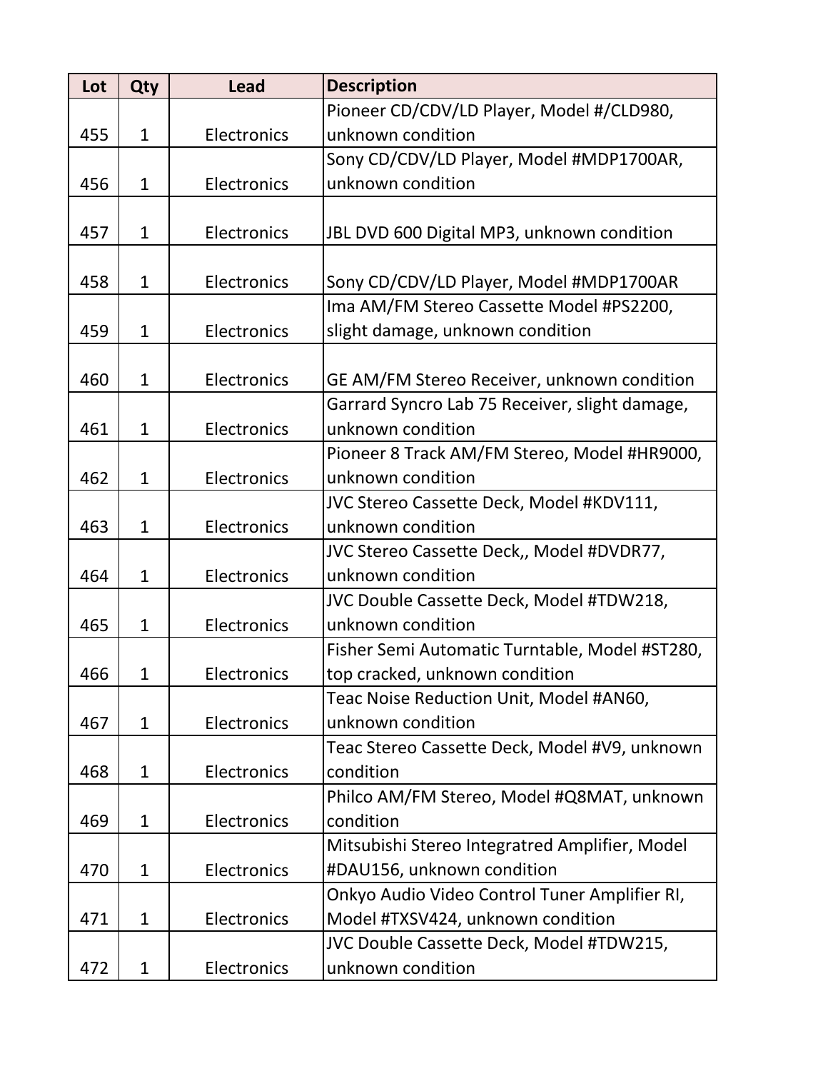| Lot | Qty | Lead | Description |
| --- | --- | --- | --- |
| 455 | 1 | Electronics | Pioneer CD/CDV/LD Player, Model #/CLD980, unknown condition |
| 456 | 1 | Electronics | Sony CD/CDV/LD Player, Model #MDP1700AR, unknown condition |
| 457 | 1 | Electronics | JBL DVD 600 Digital MP3, unknown condition |
| 458 | 1 | Electronics | Sony CD/CDV/LD Player, Model #MDP1700AR |
| 459 | 1 | Electronics | Ima AM/FM Stereo Cassette Model #PS2200, slight damage, unknown condition |
| 460 | 1 | Electronics | GE AM/FM Stereo Receiver, unknown condition |
| 461 | 1 | Electronics | Garrard Syncro Lab 75 Receiver, slight damage, unknown condition |
| 462 | 1 | Electronics | Pioneer 8 Track AM/FM Stereo, Model #HR9000, unknown condition |
| 463 | 1 | Electronics | JVC Stereo Cassette Deck, Model #KDV111, unknown condition |
| 464 | 1 | Electronics | JVC Stereo Cassette Deck,, Model #DVDR77, unknown condition |
| 465 | 1 | Electronics | JVC Double Cassette Deck, Model #TDW218, unknown condition |
| 466 | 1 | Electronics | Fisher Semi Automatic Turntable, Model #ST280, top cracked, unknown condition |
| 467 | 1 | Electronics | Teac Noise Reduction Unit, Model #AN60, unknown condition |
| 468 | 1 | Electronics | Teac Stereo Cassette Deck, Model #V9, unknown condition |
| 469 | 1 | Electronics | Philco AM/FM Stereo, Model #Q8MAT, unknown condition |
| 470 | 1 | Electronics | Mitsubishi Stereo Integratred Amplifier, Model #DAU156, unknown condition |
| 471 | 1 | Electronics | Onkyo Audio Video Control Tuner Amplifier RI, Model #TXSV424, unknown condition |
| 472 | 1 | Electronics | JVC Double Cassette Deck, Model #TDW215, unknown condition |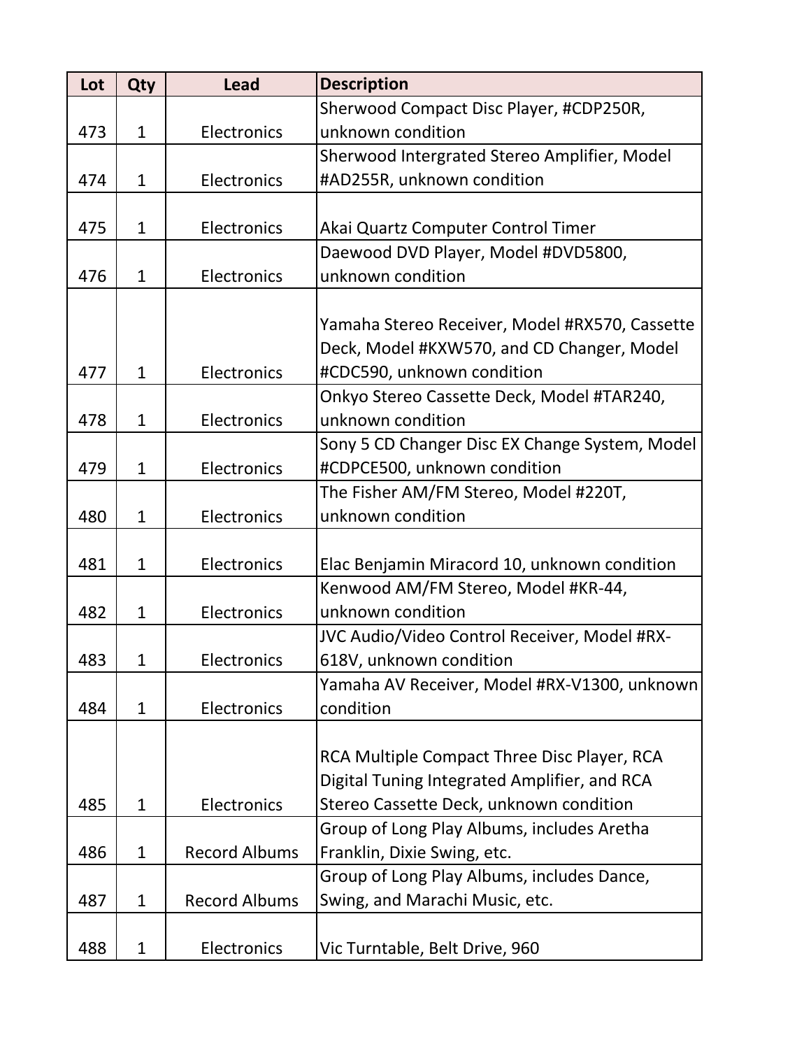| Lot | Qty | Lead | Description |
|---|---|---|---|
| 473 | 1 | Electronics | Sherwood Compact Disc Player, #CDP250R, unknown condition |
| 474 | 1 | Electronics | Sherwood Intergrated Stereo Amplifier, Model #AD255R, unknown condition |
| 475 | 1 | Electronics | Akai Quartz Computer Control Timer |
| 476 | 1 | Electronics | Daewood DVD Player, Model #DVD5800, unknown condition |
| 477 | 1 | Electronics | Yamaha Stereo Receiver, Model #RX570, Cassette Deck, Model #KXW570, and CD Changer, Model #CDC590, unknown condition |
| 478 | 1 | Electronics | Onkyo Stereo Cassette Deck, Model #TAR240, unknown condition |
| 479 | 1 | Electronics | Sony 5 CD Changer Disc EX Change System, Model #CDPCE500, unknown condition |
| 480 | 1 | Electronics | The Fisher AM/FM Stereo, Model #220T, unknown condition |
| 481 | 1 | Electronics | Elac Benjamin Miracord 10, unknown condition |
| 482 | 1 | Electronics | Kenwood AM/FM Stereo, Model #KR-44, unknown condition |
| 483 | 1 | Electronics | JVC Audio/Video Control Receiver, Model #RX-618V, unknown condition |
| 484 | 1 | Electronics | Yamaha AV Receiver, Model #RX-V1300, unknown condition |
| 485 | 1 | Electronics | RCA Multiple Compact Three Disc Player, RCA Digital Tuning Integrated Amplifier, and RCA Stereo Cassette Deck, unknown condition |
| 486 | 1 | Record Albums | Group of Long Play Albums, includes Aretha Franklin, Dixie Swing, etc. |
| 487 | 1 | Record Albums | Group of Long Play Albums, includes Dance, Swing, and Marachi Music, etc. |
| 488 | 1 | Electronics | Vic Turntable, Belt Drive, 960 |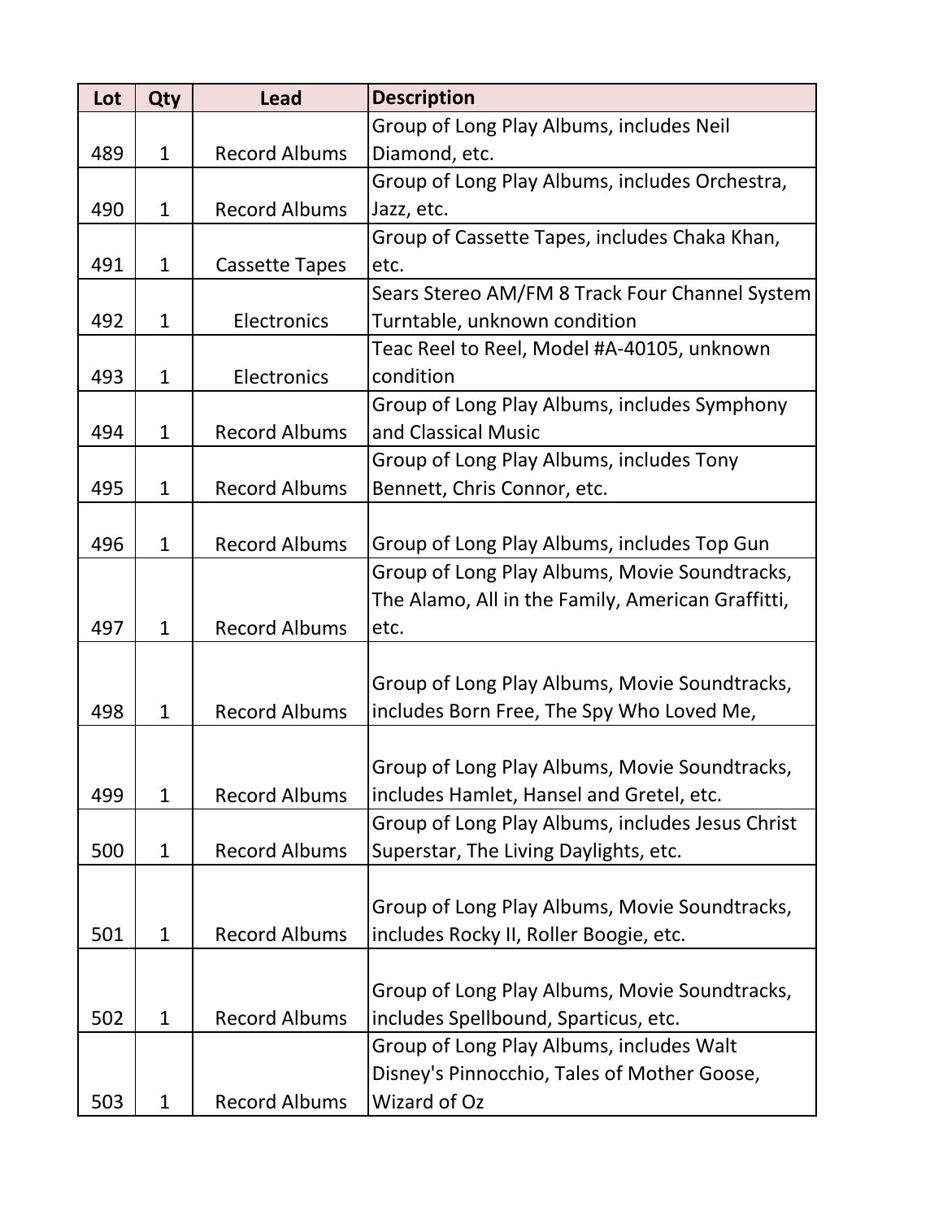| Lot | Qty | Lead | Description |
| --- | --- | --- | --- |
| 489 | 1 | Record Albums | Group of Long Play Albums, includes Neil Diamond, etc. |
| 490 | 1 | Record Albums | Group of Long Play Albums, includes Orchestra, Jazz, etc. |
| 491 | 1 | Cassette Tapes | Group of Cassette Tapes, includes Chaka Khan, etc. |
| 492 | 1 | Electronics | Sears Stereo AM/FM 8 Track Four Channel System Turntable, unknown condition |
| 493 | 1 | Electronics | Teac Reel to Reel, Model #A-40105, unknown condition |
| 494 | 1 | Record Albums | Group of Long Play Albums, includes Symphony and Classical Music |
| 495 | 1 | Record Albums | Group of Long Play Albums, includes Tony Bennett, Chris Connor, etc. |
| 496 | 1 | Record Albums | Group of Long Play Albums, includes Top Gun |
| 497 | 1 | Record Albums | Group of Long Play Albums, Movie Soundtracks, The Alamo, All in the Family, American Graffitti, etc. |
| 498 | 1 | Record Albums | Group of Long Play Albums, Movie Soundtracks, includes Born Free, The Spy Who Loved Me, |
| 499 | 1 | Record Albums | Group of Long Play Albums, Movie Soundtracks, includes Hamlet, Hansel and Gretel, etc. |
| 500 | 1 | Record Albums | Group of Long Play Albums, includes Jesus Christ Superstar, The Living Daylights, etc. |
| 501 | 1 | Record Albums | Group of Long Play Albums, Movie Soundtracks, includes Rocky II, Roller Boogie, etc. |
| 502 | 1 | Record Albums | Group of Long Play Albums, Movie Soundtracks, includes Spellbound, Sparticus, etc. |
| 503 | 1 | Record Albums | Group of Long Play Albums, includes Walt Disney's Pinnocchio, Tales of Mother Goose, Wizard of Oz |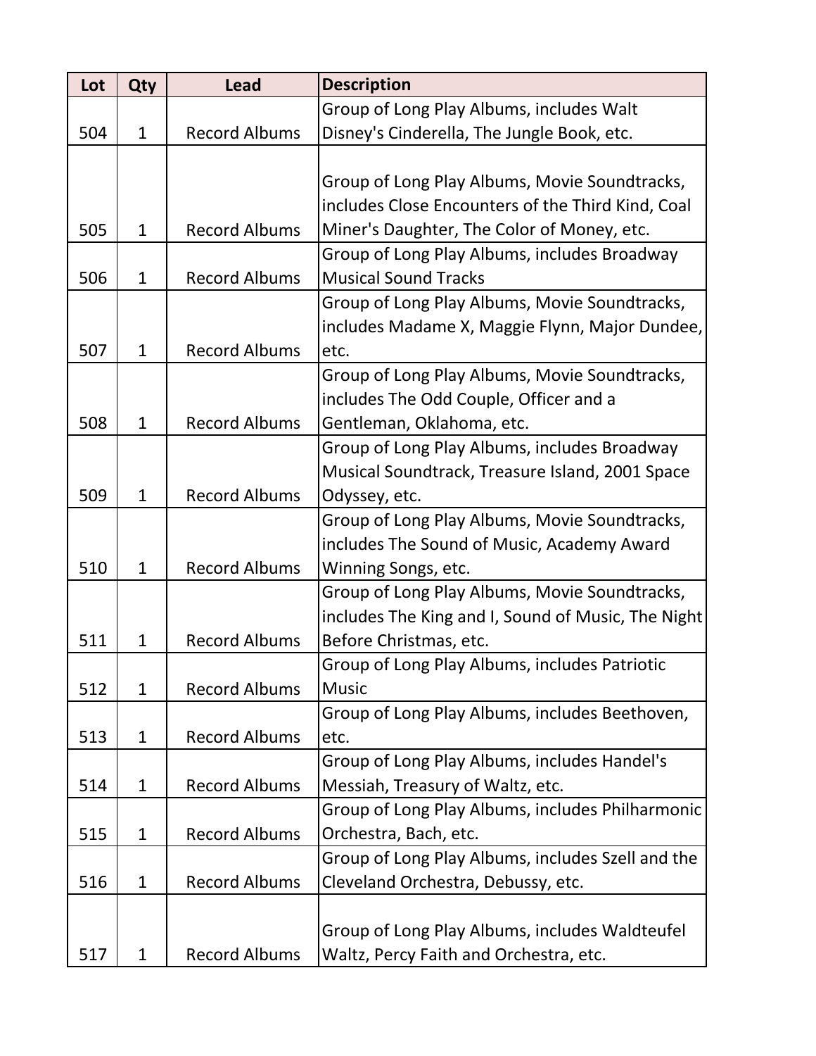| Lot | Qty | Lead | Description |
|---|---|---|---|
| 504 | 1 | Record Albums | Group of Long Play Albums, includes Walt Disney's Cinderella, The Jungle Book, etc. |
| 505 | 1 | Record Albums | Group of Long Play Albums, Movie Soundtracks, includes Close Encounters of the Third Kind, Coal Miner's Daughter, The Color of Money, etc. |
| 506 | 1 | Record Albums | Group of Long Play Albums, includes Broadway Musical Sound Tracks |
| 507 | 1 | Record Albums | Group of Long Play Albums, Movie Soundtracks, includes Madame X, Maggie Flynn, Major Dundee, etc. |
| 508 | 1 | Record Albums | Group of Long Play Albums, Movie Soundtracks, includes The Odd Couple, Officer and a Gentleman, Oklahoma, etc. |
| 509 | 1 | Record Albums | Group of Long Play Albums, includes Broadway Musical Soundtrack, Treasure Island, 2001 Space Odyssey, etc. |
| 510 | 1 | Record Albums | Group of Long Play Albums, Movie Soundtracks, includes The Sound of Music, Academy Award Winning Songs, etc. |
| 511 | 1 | Record Albums | Group of Long Play Albums, Movie Soundtracks, includes The King and I, Sound of Music, The Night Before Christmas, etc. |
| 512 | 1 | Record Albums | Group of Long Play Albums, includes Patriotic Music |
| 513 | 1 | Record Albums | Group of Long Play Albums, includes Beethoven, etc. |
| 514 | 1 | Record Albums | Group of Long Play Albums, includes Handel's Messiah, Treasury of Waltz, etc. |
| 515 | 1 | Record Albums | Group of Long Play Albums, includes Philharmonic Orchestra, Bach, etc. |
| 516 | 1 | Record Albums | Group of Long Play Albums, includes Szell and the Cleveland Orchestra, Debussy, etc. |
| 517 | 1 | Record Albums | Group of Long Play Albums, includes Waldteufel Waltz, Percy Faith and Orchestra, etc. |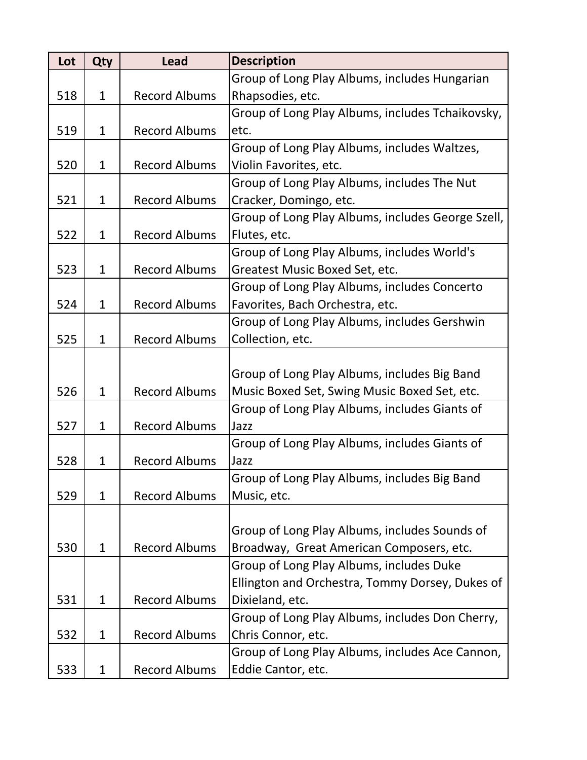| Lot | Qty | Lead | Description |
| --- | --- | --- | --- |
| 518 | 1 | Record Albums | Group of Long Play Albums, includes Hungarian Rhapsodies, etc. |
| 519 | 1 | Record Albums | Group of Long Play Albums, includes Tchaikovsky, etc. |
| 520 | 1 | Record Albums | Group of Long Play Albums, includes Waltzes, Violin Favorites, etc. |
| 521 | 1 | Record Albums | Group of Long Play Albums, includes The Nut Cracker, Domingo, etc. |
| 522 | 1 | Record Albums | Group of Long Play Albums, includes George Szell, Flutes, etc. |
| 523 | 1 | Record Albums | Group of Long Play Albums, includes World's Greatest Music Boxed Set, etc. |
| 524 | 1 | Record Albums | Group of Long Play Albums, includes Concerto Favorites, Bach Orchestra, etc. |
| 525 | 1 | Record Albums | Group of Long Play Albums, includes Gershwin Collection, etc. |
| 526 | 1 | Record Albums | Group of Long Play Albums, includes Big Band Music Boxed Set, Swing Music Boxed Set, etc. |
| 527 | 1 | Record Albums | Group of Long Play Albums, includes Giants of Jazz |
| 528 | 1 | Record Albums | Group of Long Play Albums, includes Giants of Jazz |
| 529 | 1 | Record Albums | Group of Long Play Albums, includes Big Band Music, etc. |
| 530 | 1 | Record Albums | Group of Long Play Albums, includes Sounds of Broadway, Great American Composers, etc. |
| 531 | 1 | Record Albums | Group of Long Play Albums, includes Duke Ellington and Orchestra, Tommy Dorsey, Dukes of Dixieland, etc. |
| 532 | 1 | Record Albums | Group of Long Play Albums, includes Don Cherry, Chris Connor, etc. |
| 533 | 1 | Record Albums | Group of Long Play Albums, includes Ace Cannon, Eddie Cantor, etc. |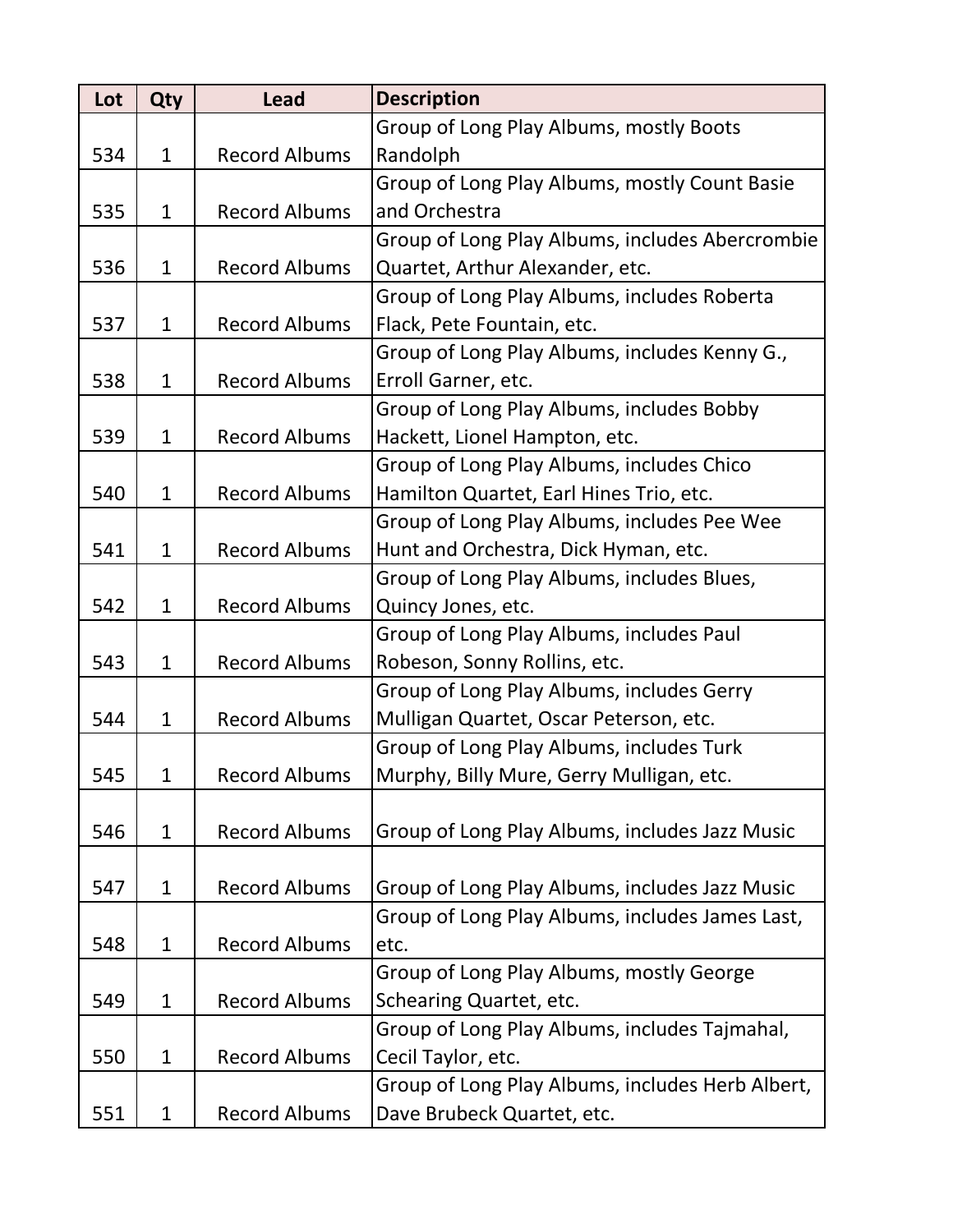| Lot | Qty | Lead | Description |
|---|---|---|---|
| 534 | 1 | Record Albums | Group of Long Play Albums, mostly Boots Randolph |
| 535 | 1 | Record Albums | Group of Long Play Albums, mostly Count Basie and Orchestra |
| 536 | 1 | Record Albums | Group of Long Play Albums, includes Abercrombie Quartet, Arthur Alexander, etc. |
| 537 | 1 | Record Albums | Group of Long Play Albums, includes Roberta Flack, Pete Fountain, etc. |
| 538 | 1 | Record Albums | Group of Long Play Albums, includes Kenny G., Erroll Garner, etc. |
| 539 | 1 | Record Albums | Group of Long Play Albums, includes Bobby Hackett, Lionel Hampton, etc. |
| 540 | 1 | Record Albums | Group of Long Play Albums, includes Chico Hamilton Quartet, Earl Hines Trio, etc. |
| 541 | 1 | Record Albums | Group of Long Play Albums, includes Pee Wee Hunt and Orchestra, Dick Hyman, etc. |
| 542 | 1 | Record Albums | Group of Long Play Albums, includes Blues, Quincy Jones, etc. |
| 543 | 1 | Record Albums | Group of Long Play Albums, includes Paul Robeson, Sonny Rollins, etc. |
| 544 | 1 | Record Albums | Group of Long Play Albums, includes Gerry Mulligan Quartet, Oscar Peterson, etc. |
| 545 | 1 | Record Albums | Group of Long Play Albums, includes Turk Murphy, Billy Mure, Gerry Mulligan, etc. |
| 546 | 1 | Record Albums | Group of Long Play Albums, includes Jazz Music |
| 547 | 1 | Record Albums | Group of Long Play Albums, includes Jazz Music |
| 548 | 1 | Record Albums | Group of Long Play Albums, includes James Last, etc. |
| 549 | 1 | Record Albums | Group of Long Play Albums, mostly George Schearing Quartet, etc. |
| 550 | 1 | Record Albums | Group of Long Play Albums, includes Tajmahal, Cecil Taylor, etc. |
| 551 | 1 | Record Albums | Group of Long Play Albums, includes Herb Albert, Dave Brubeck Quartet, etc. |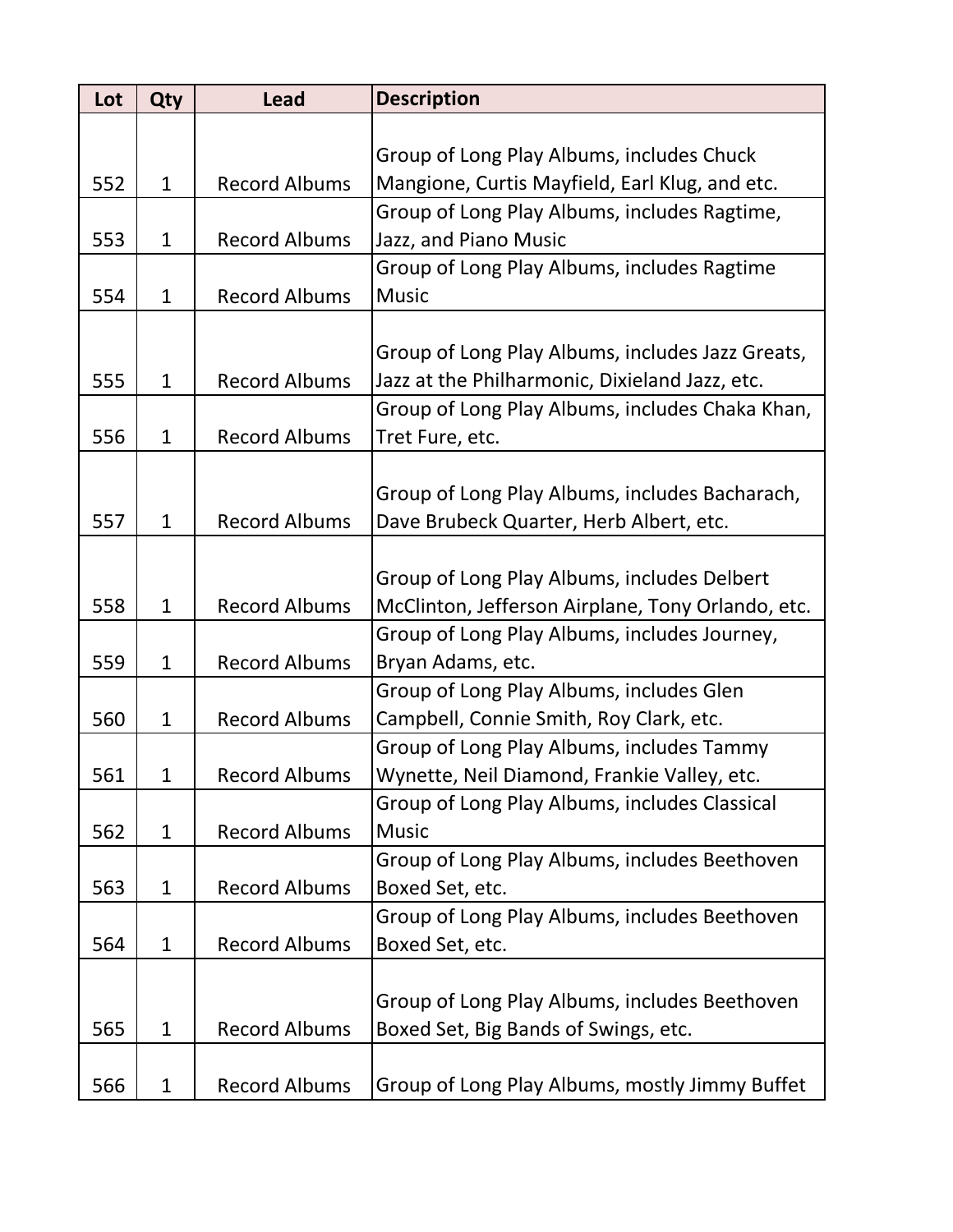| Lot | Qty | Lead | Description |
|---|---|---|---|
| 552 | 1 | Record Albums | Group of Long Play Albums, includes Chuck Mangione, Curtis Mayfield, Earl Klug, and etc. |
| 553 | 1 | Record Albums | Group of Long Play Albums, includes Ragtime, Jazz, and Piano Music |
| 554 | 1 | Record Albums | Group of Long Play Albums, includes Ragtime Music |
| 555 | 1 | Record Albums | Group of Long Play Albums, includes Jazz Greats, Jazz at the Philharmonic, Dixieland Jazz, etc. |
| 556 | 1 | Record Albums | Group of Long Play Albums, includes Chaka Khan, Tret Fure, etc. |
| 557 | 1 | Record Albums | Group of Long Play Albums, includes Bacharach, Dave Brubeck Quarter, Herb Albert, etc. |
| 558 | 1 | Record Albums | Group of Long Play Albums, includes Delbert McClinton, Jefferson Airplane, Tony Orlando, etc. |
| 559 | 1 | Record Albums | Group of Long Play Albums, includes Journey, Bryan Adams, etc. |
| 560 | 1 | Record Albums | Group of Long Play Albums, includes Glen Campbell, Connie Smith, Roy Clark, etc. |
| 561 | 1 | Record Albums | Group of Long Play Albums, includes Tammy Wynette, Neil Diamond, Frankie Valley, etc. |
| 562 | 1 | Record Albums | Group of Long Play Albums, includes Classical Music |
| 563 | 1 | Record Albums | Group of Long Play Albums, includes Beethoven Boxed Set, etc. |
| 564 | 1 | Record Albums | Group of Long Play Albums, includes Beethoven Boxed Set, etc. |
| 565 | 1 | Record Albums | Group of Long Play Albums, includes Beethoven Boxed Set, Big Bands of Swings, etc. |
| 566 | 1 | Record Albums | Group of Long Play Albums, mostly Jimmy Buffet |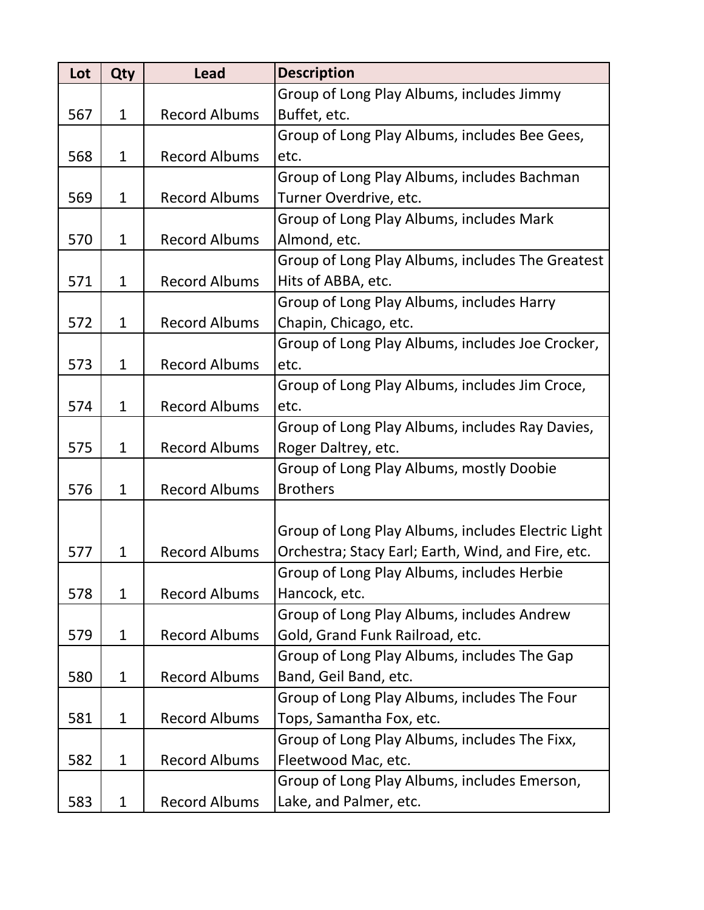| Lot | Qty | Lead | Description |
| --- | --- | --- | --- |
| 567 | 1 | Record Albums | Group of Long Play Albums, includes Jimmy Buffet, etc. |
| 568 | 1 | Record Albums | Group of Long Play Albums, includes Bee Gees, etc. |
| 569 | 1 | Record Albums | Group of Long Play Albums, includes Bachman Turner Overdrive, etc. |
| 570 | 1 | Record Albums | Group of Long Play Albums, includes Mark Almond, etc. |
| 571 | 1 | Record Albums | Group of Long Play Albums, includes The Greatest Hits of ABBA, etc. |
| 572 | 1 | Record Albums | Group of Long Play Albums, includes Harry Chapin, Chicago, etc. |
| 573 | 1 | Record Albums | Group of Long Play Albums, includes Joe Crocker, etc. |
| 574 | 1 | Record Albums | Group of Long Play Albums, includes Jim Croce, etc. |
| 575 | 1 | Record Albums | Group of Long Play Albums, includes Ray Davies, Roger Daltrey, etc. |
| 576 | 1 | Record Albums | Group of Long Play Albums, mostly Doobie Brothers |
| 577 | 1 | Record Albums | Group of Long Play Albums, includes Electric Light Orchestra; Stacy Earl; Earth, Wind, and Fire, etc. |
| 578 | 1 | Record Albums | Group of Long Play Albums, includes Herbie Hancock, etc. |
| 579 | 1 | Record Albums | Group of Long Play Albums, includes Andrew Gold, Grand Funk Railroad, etc. |
| 580 | 1 | Record Albums | Group of Long Play Albums, includes The Gap Band, Geil Band, etc. |
| 581 | 1 | Record Albums | Group of Long Play Albums, includes The Four Tops, Samantha Fox, etc. |
| 582 | 1 | Record Albums | Group of Long Play Albums, includes The Fixx, Fleetwood Mac, etc. |
| 583 | 1 | Record Albums | Group of Long Play Albums, includes Emerson, Lake, and Palmer, etc. |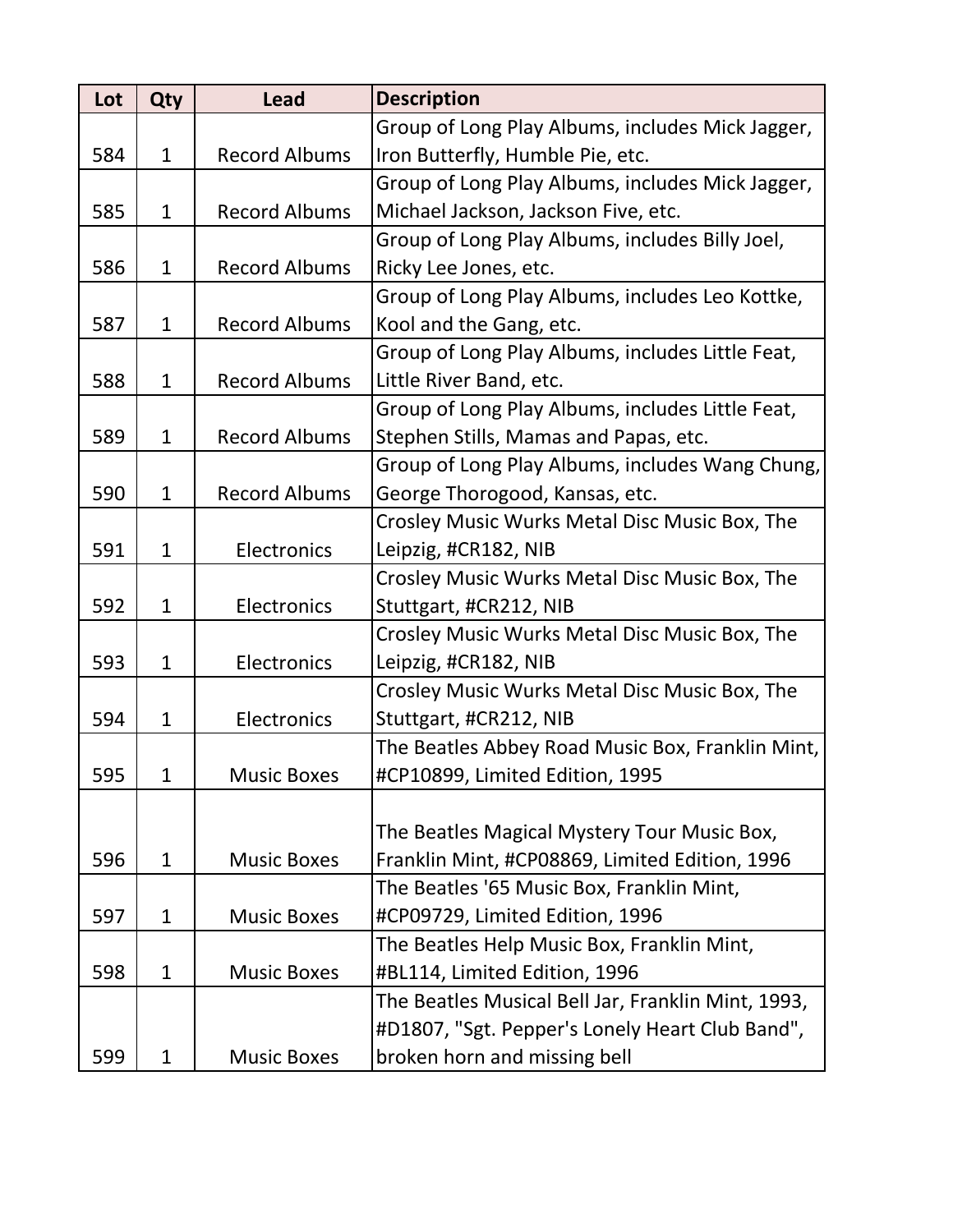| Lot | Qty | Lead | Description |
|---|---|---|---|
| 584 | 1 | Record Albums | Group of Long Play Albums, includes Mick Jagger, Iron Butterfly, Humble Pie, etc. |
| 585 | 1 | Record Albums | Group of Long Play Albums, includes Mick Jagger, Michael Jackson, Jackson Five, etc. |
| 586 | 1 | Record Albums | Group of Long Play Albums, includes Billy Joel, Ricky Lee Jones, etc. |
| 587 | 1 | Record Albums | Group of Long Play Albums, includes Leo Kottke, Kool and the Gang, etc. |
| 588 | 1 | Record Albums | Group of Long Play Albums, includes Little Feat, Little River Band, etc. |
| 589 | 1 | Record Albums | Group of Long Play Albums, includes Little Feat, Stephen Stills, Mamas and Papas, etc. |
| 590 | 1 | Record Albums | Group of Long Play Albums, includes Wang Chung, George Thorogood, Kansas, etc. |
| 591 | 1 | Electronics | Crosley Music Wurks Metal Disc Music Box, The Leipzig, #CR182, NIB |
| 592 | 1 | Electronics | Crosley Music Wurks Metal Disc Music Box, The Stuttgart, #CR212, NIB |
| 593 | 1 | Electronics | Crosley Music Wurks Metal Disc Music Box, The Leipzig, #CR182, NIB |
| 594 | 1 | Electronics | Crosley Music Wurks Metal Disc Music Box, The Stuttgart, #CR212, NIB |
| 595 | 1 | Music Boxes | The Beatles Abbey Road Music Box, Franklin Mint, #CP10899, Limited Edition, 1995 |
| 596 | 1 | Music Boxes | The Beatles Magical Mystery Tour Music Box, Franklin Mint, #CP08869, Limited Edition, 1996 |
| 597 | 1 | Music Boxes | The Beatles '65 Music Box, Franklin Mint, #CP09729, Limited Edition, 1996 |
| 598 | 1 | Music Boxes | The Beatles Help Music Box, Franklin Mint, #BL114, Limited Edition, 1996 |
| 599 | 1 | Music Boxes | The Beatles Musical Bell Jar, Franklin Mint, 1993, #D1807, "Sgt. Pepper's Lonely Heart Club Band", broken horn and missing bell |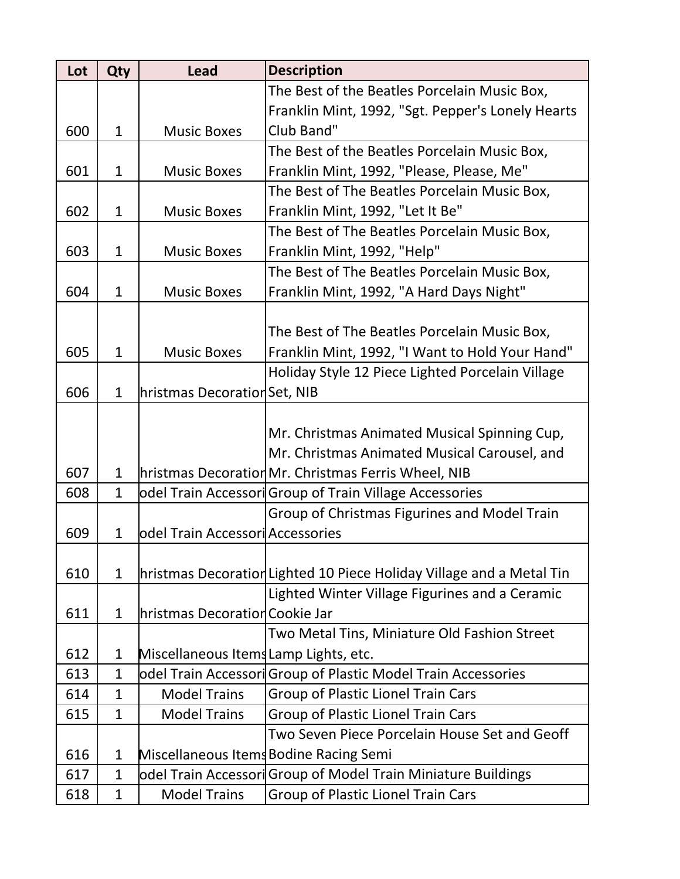| Lot | Qty | Lead | Description |
|---|---|---|---|
| 600 | 1 | Music Boxes | The Best of the Beatles Porcelain Music Box, Franklin Mint, 1992, "Sgt. Pepper's Lonely Hearts Club Band" |
| 601 | 1 | Music Boxes | The Best of the Beatles Porcelain Music Box, Franklin Mint, 1992, "Please, Please, Me" |
| 602 | 1 | Music Boxes | The Best of The Beatles Porcelain Music Box, Franklin Mint, 1992, "Let It Be" |
| 603 | 1 | Music Boxes | The Best of The Beatles Porcelain Music Box, Franklin Mint, 1992, "Help" |
| 604 | 1 | Music Boxes | The Best of The Beatles Porcelain Music Box, Franklin Mint, 1992, "A Hard Days Night" |
| 605 | 1 | Music Boxes | The Best of The Beatles Porcelain Music Box, Franklin Mint, 1992, "I Want to Hold Your Hand" |
| 606 | 1 | hristmas Decoration | Holiday Style 12 Piece Lighted Porcelain Village Set, NIB |
| 607 | 1 | hristmas Decoration | Mr. Christmas Animated Musical Spinning Cup, Mr. Christmas Animated Musical Carousel, and Mr. Christmas Ferris Wheel, NIB |
| 608 | 1 | odel Train Accessori | Group of Train Village Accessories |
| 609 | 1 | odel Train Accessori | Group of Christmas Figurines and Model Train Accessories |
| 610 | 1 | hristmas Decoration | Lighted 10 Piece Holiday Village and a Metal Tin |
| 611 | 1 | hristmas Decoration | Lighted Winter Village Figurines and a Ceramic Cookie Jar |
| 612 | 1 | Miscellaneous Items | Two Metal Tins, Miniature Old Fashion Street Lamp Lights, etc. |
| 613 | 1 | odel Train Accessori | Group of Plastic Model Train Accessories |
| 614 | 1 | Model Trains | Group of Plastic Lionel Train Cars |
| 615 | 1 | Model Trains | Group of Plastic Lionel Train Cars |
| 616 | 1 | Miscellaneous Items | Two Seven Piece Porcelain House Set and Geoff Bodine Racing Semi |
| 617 | 1 | odel Train Accessori | Group of Model Train Miniature Buildings |
| 618 | 1 | Model Trains | Group of Plastic Lionel Train Cars |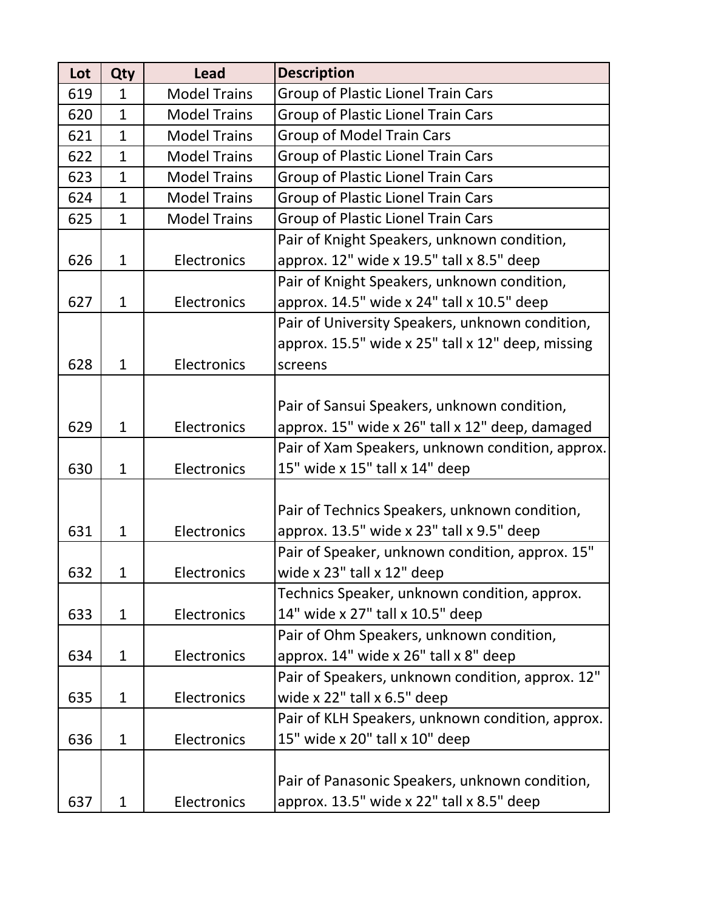| Lot | Qty | Lead | Description |
| --- | --- | --- | --- |
| 619 | 1 | Model Trains | Group of Plastic Lionel Train Cars |
| 620 | 1 | Model Trains | Group of Plastic Lionel Train Cars |
| 621 | 1 | Model Trains | Group of Model Train Cars |
| 622 | 1 | Model Trains | Group of Plastic Lionel Train Cars |
| 623 | 1 | Model Trains | Group of Plastic Lionel Train Cars |
| 624 | 1 | Model Trains | Group of Plastic Lionel Train Cars |
| 625 | 1 | Model Trains | Group of Plastic Lionel Train Cars |
| 626 | 1 | Electronics | Pair of Knight Speakers, unknown condition, approx. 12" wide x 19.5" tall x 8.5" deep |
| 627 | 1 | Electronics | Pair of Knight Speakers, unknown condition, approx. 14.5" wide x 24" tall x 10.5" deep |
| 628 | 1 | Electronics | Pair of University Speakers, unknown condition, approx. 15.5" wide x 25" tall x 12" deep, missing screens |
| 629 | 1 | Electronics | Pair of Sansui Speakers, unknown condition, approx. 15" wide x 26" tall x 12" deep, damaged |
| 630 | 1 | Electronics | Pair of Xam Speakers, unknown condition, approx. 15" wide x 15" tall x 14" deep |
| 631 | 1 | Electronics | Pair of Technics Speakers, unknown condition, approx. 13.5" wide x 23" tall x 9.5" deep |
| 632 | 1 | Electronics | Pair of Speaker, unknown condition, approx. 15" wide x 23" tall x 12" deep |
| 633 | 1 | Electronics | Technics Speaker, unknown condition, approx. 14" wide x 27" tall x 10.5" deep |
| 634 | 1 | Electronics | Pair of Ohm Speakers, unknown condition, approx. 14" wide x 26" tall x 8" deep |
| 635 | 1 | Electronics | Pair of Speakers, unknown condition, approx. 12" wide x 22" tall x 6.5" deep |
| 636 | 1 | Electronics | Pair of KLH Speakers, unknown condition, approx. 15" wide x 20" tall x 10" deep |
| 637 | 1 | Electronics | Pair of Panasonic Speakers, unknown condition, approx. 13.5" wide x 22" tall x 8.5" deep |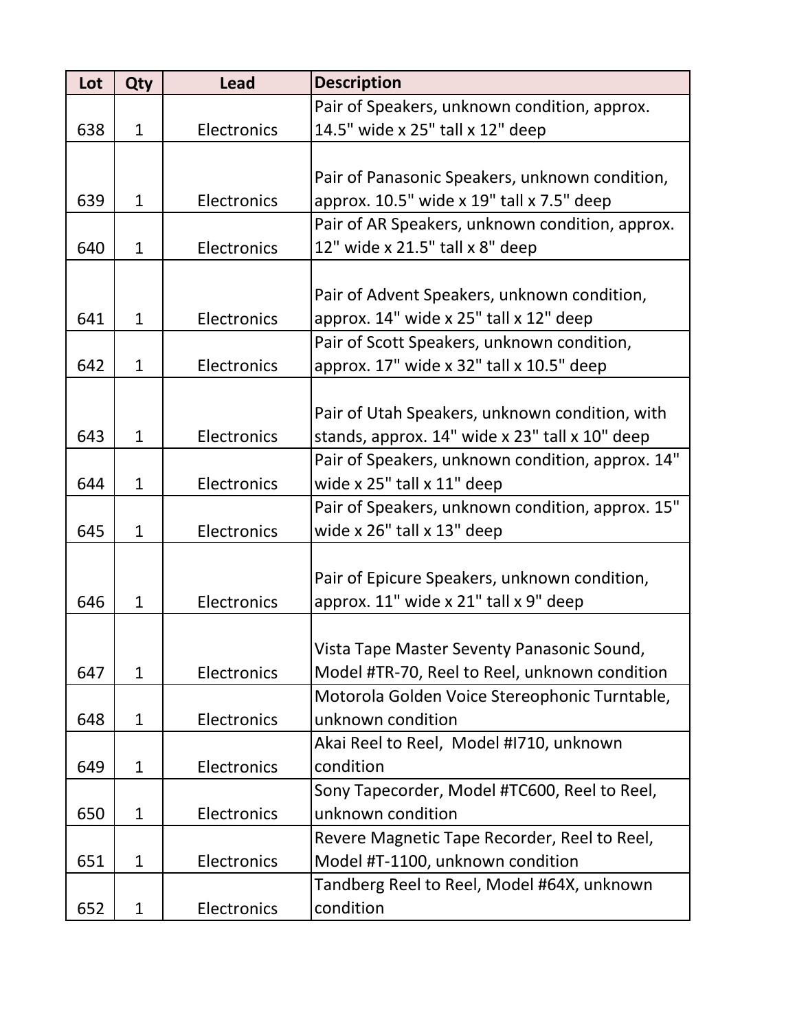| Lot | Qty | Lead | Description |
| --- | --- | --- | --- |
| 638 | 1 | Electronics | Pair of Speakers, unknown condition, approx. 14.5" wide x 25" tall x 12" deep |
| 639 | 1 | Electronics | Pair of Panasonic Speakers, unknown condition, approx. 10.5" wide x 19" tall x 7.5" deep |
| 640 | 1 | Electronics | Pair of AR Speakers, unknown condition, approx. 12" wide x 21.5" tall x 8" deep |
| 641 | 1 | Electronics | Pair of Advent Speakers, unknown condition, approx. 14" wide x 25" tall x 12" deep |
| 642 | 1 | Electronics | Pair of Scott Speakers, unknown condition, approx. 17" wide x 32" tall x 10.5" deep |
| 643 | 1 | Electronics | Pair of Utah Speakers, unknown condition, with stands, approx. 14" wide x 23" tall x 10" deep |
| 644 | 1 | Electronics | Pair of Speakers, unknown condition, approx. 14" wide x 25" tall x 11" deep |
| 645 | 1 | Electronics | Pair of Speakers, unknown condition, approx. 15" wide x 26" tall x 13" deep |
| 646 | 1 | Electronics | Pair of Epicure Speakers, unknown condition, approx. 11" wide x 21" tall x 9" deep |
| 647 | 1 | Electronics | Vista Tape Master Seventy Panasonic Sound, Model #TR-70, Reel to Reel, unknown condition |
| 648 | 1 | Electronics | Motorola Golden Voice Stereophonic Turntable, unknown condition |
| 649 | 1 | Electronics | Akai Reel to Reel, Model #I710, unknown condition |
| 650 | 1 | Electronics | Sony Tapecorder, Model #TC600, Reel to Reel, unknown condition |
| 651 | 1 | Electronics | Revere Magnetic Tape Recorder, Reel to Reel, Model #T-1100, unknown condition |
| 652 | 1 | Electronics | Tandberg Reel to Reel, Model #64X, unknown condition |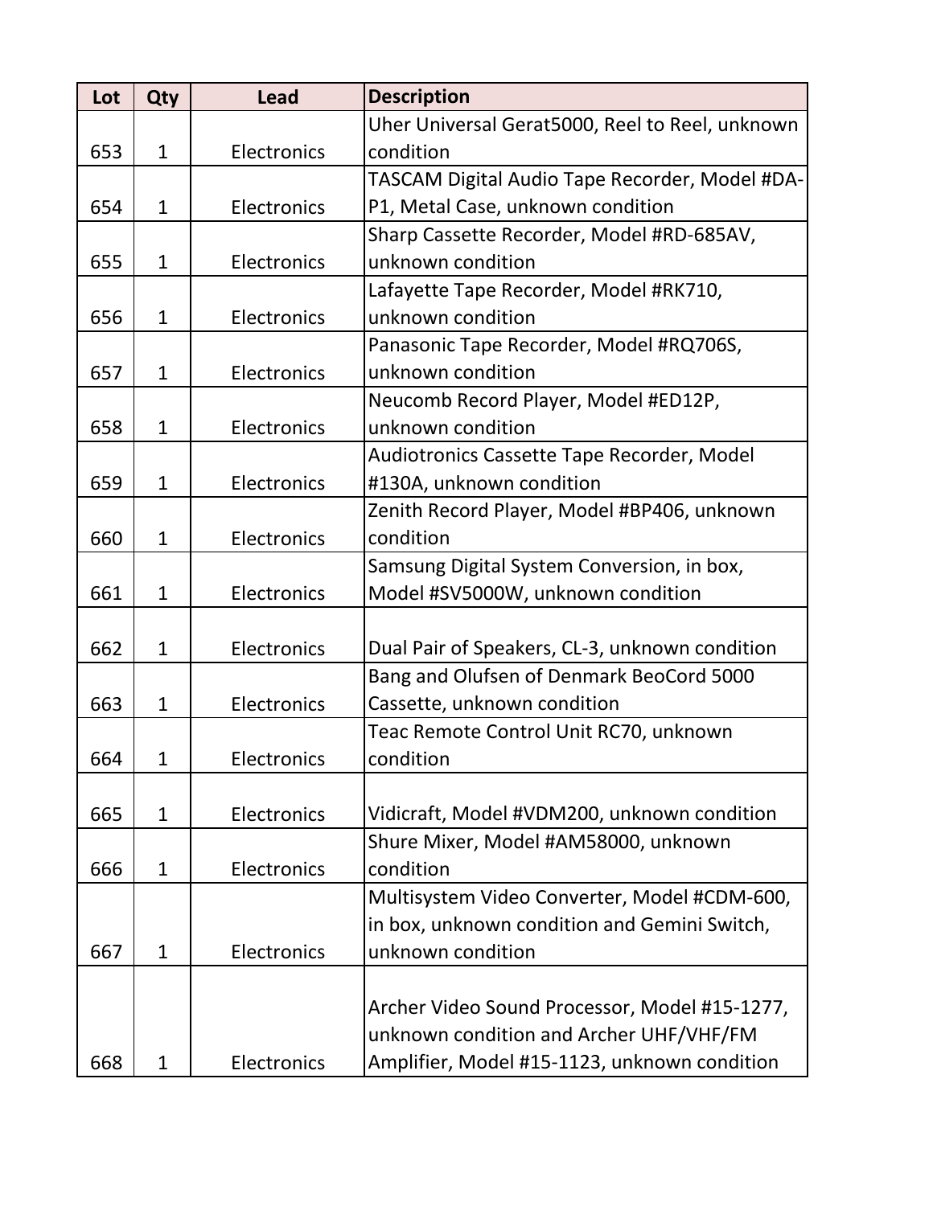| Lot | Qty | Lead | Description |
| --- | --- | --- | --- |
| 653 | 1 | Electronics | Uher Universal Gerat5000, Reel to Reel, unknown condition |
| 654 | 1 | Electronics | TASCAM Digital Audio Tape Recorder, Model #DA-P1, Metal Case, unknown condition |
| 655 | 1 | Electronics | Sharp Cassette Recorder, Model #RD-685AV, unknown condition |
| 656 | 1 | Electronics | Lafayette Tape Recorder, Model #RK710, unknown condition |
| 657 | 1 | Electronics | Panasonic Tape Recorder, Model #RQ706S, unknown condition |
| 658 | 1 | Electronics | Neucomb Record Player, Model #ED12P, unknown condition |
| 659 | 1 | Electronics | Audiotronics Cassette Tape Recorder, Model #130A, unknown condition |
| 660 | 1 | Electronics | Zenith Record Player, Model #BP406, unknown condition |
| 661 | 1 | Electronics | Samsung Digital System Conversion, in box, Model #SV5000W, unknown condition |
| 662 | 1 | Electronics | Dual Pair of Speakers, CL-3, unknown condition |
| 663 | 1 | Electronics | Bang and Olufsen of Denmark BeoCord 5000 Cassette, unknown condition |
| 664 | 1 | Electronics | Teac Remote Control Unit RC70, unknown condition |
| 665 | 1 | Electronics | Vidicraft, Model #VDM200, unknown condition |
| 666 | 1 | Electronics | Shure Mixer, Model #AM58000, unknown condition |
| 667 | 1 | Electronics | Multisystem Video Converter, Model #CDM-600, in box, unknown condition and Gemini Switch, unknown condition |
| 668 | 1 | Electronics | Archer Video Sound Processor, Model #15-1277, unknown condition and Archer UHF/VHF/FM Amplifier, Model #15-1123, unknown condition |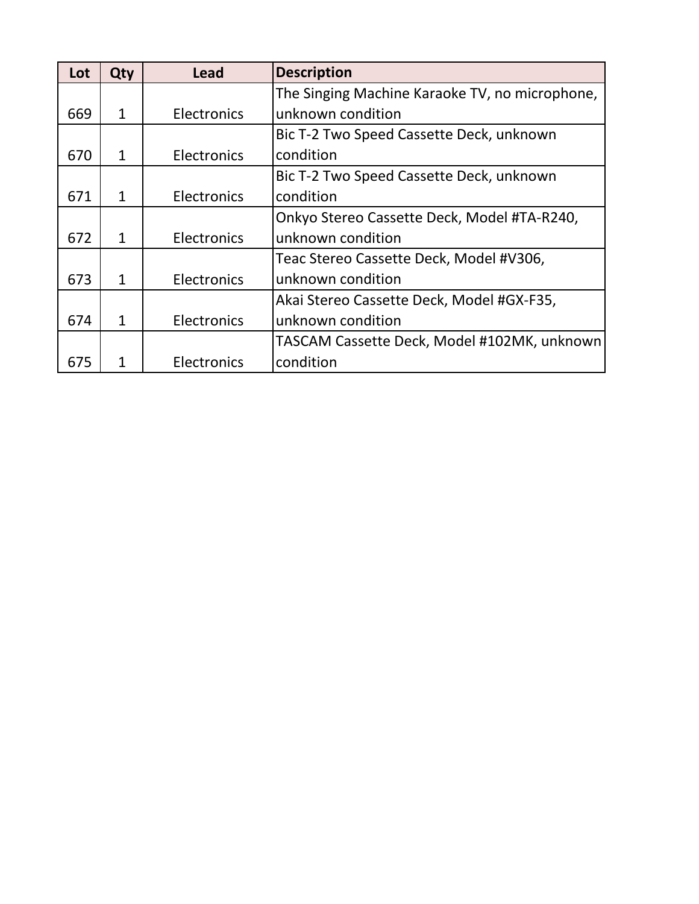| Lot | Qty | Lead | Description |
|---|---|---|---|
| 669 | 1 | Electronics | The Singing Machine Karaoke TV, no microphone, unknown condition |
| 670 | 1 | Electronics | Bic T-2 Two Speed Cassette Deck, unknown condition |
| 671 | 1 | Electronics | Bic T-2 Two Speed Cassette Deck, unknown condition |
| 672 | 1 | Electronics | Onkyo Stereo Cassette Deck, Model #TA-R240, unknown condition |
| 673 | 1 | Electronics | Teac Stereo Cassette Deck, Model #V306, unknown condition |
| 674 | 1 | Electronics | Akai Stereo Cassette Deck, Model #GX-F35, unknown condition |
| 675 | 1 | Electronics | TASCAM Cassette Deck, Model #102MK, unknown condition |